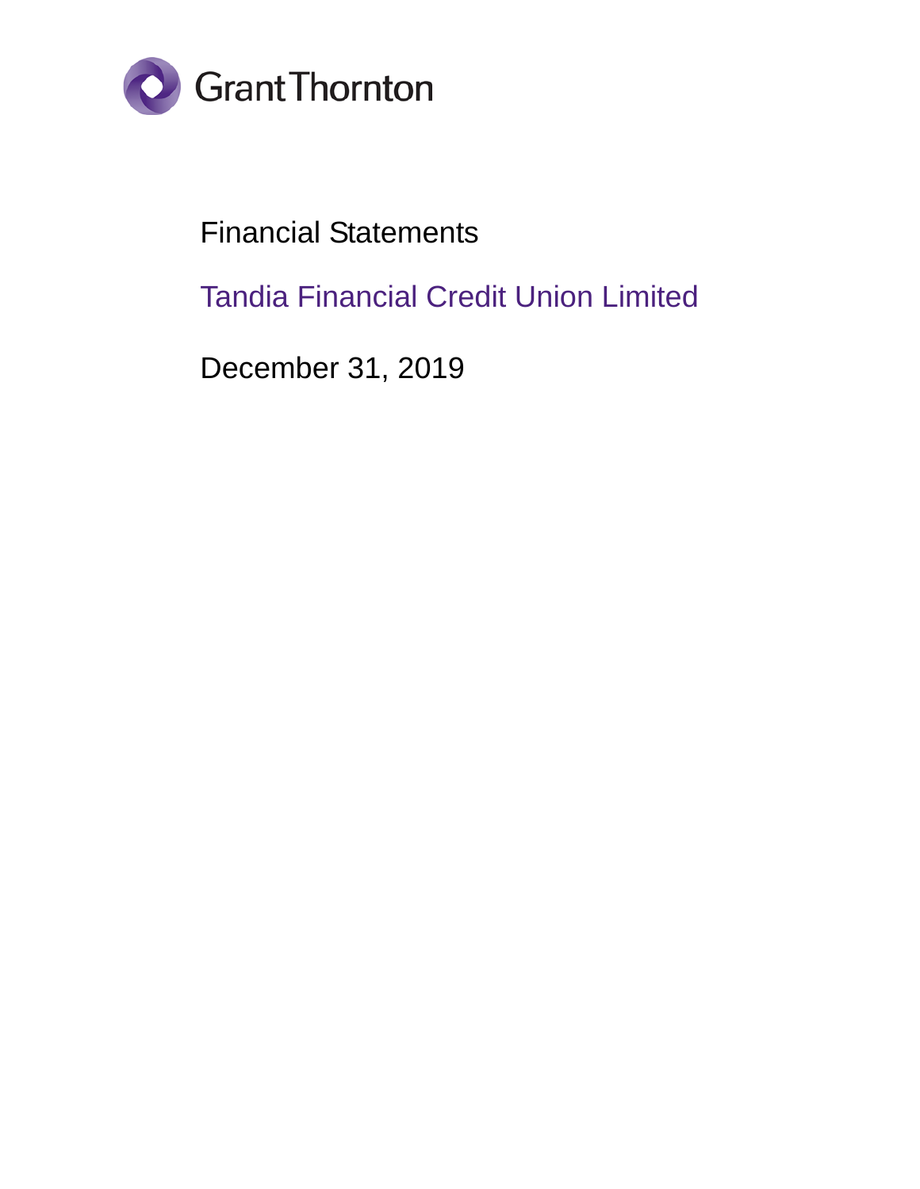Grant Thornton

# Financial Statements

## Tandia Financial Credit Union Limited

December 31, 2019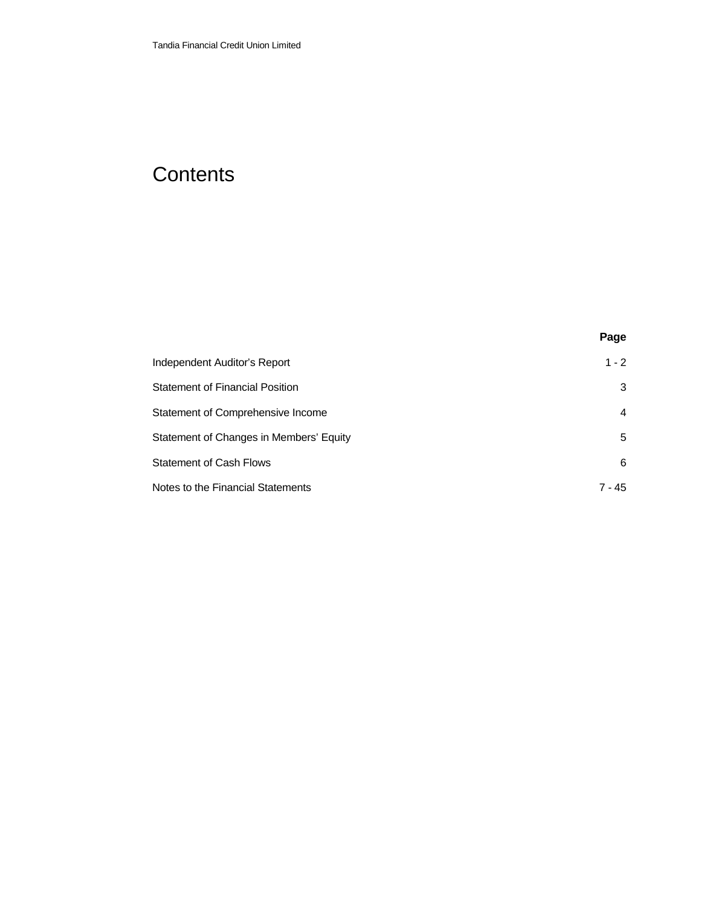# Contents

| | Page |
|---|---|
| Independent Auditor's Report | 1 - 2 |
| Statement of Financial Position | 3 |
| Statement of Comprehensive Income | 4 |
| Statement of Changes in Members' Equity | 5 |
| Statement of Cash Flows | 6 |
| Notes to the Financial Statements | 7 - 45 |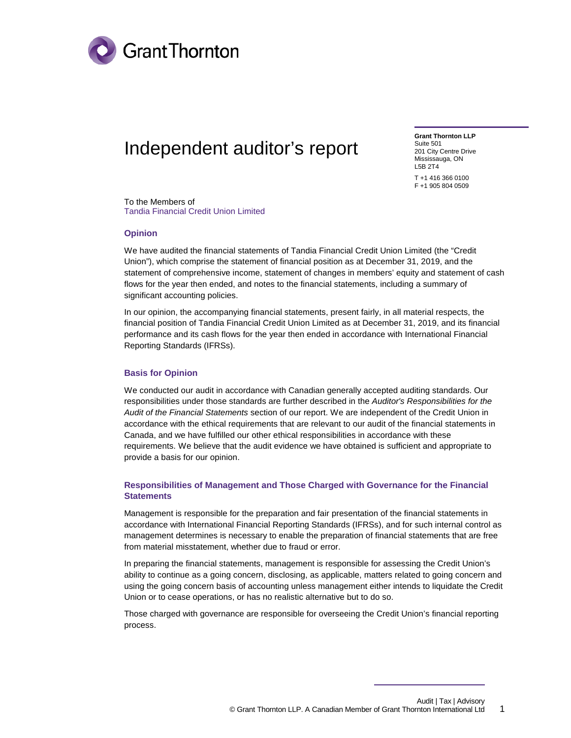# Independent auditor's report

**Grant Thornton LLP**
Suite 501
201 City Centre Drive
Mississauga, ON
L5B 2T4

T +1 416 366 0100
F +1 905 804 0509

To the Members of
Tandia Financial Credit Union Limited

## Opinion

We have audited the financial statements of Tandia Financial Credit Union Limited (the "Credit Union"), which comprise the statement of financial position as at December 31, 2019, and the statement of comprehensive income, statement of changes in members' equity and statement of cash flows for the year then ended, and notes to the financial statements, including a summary of significant accounting policies.

In our opinion, the accompanying financial statements, present fairly, in all material respects, the financial position of Tandia Financial Credit Union Limited as at December 31, 2019, and its financial performance and its cash flows for the year then ended in accordance with International Financial Reporting Standards (IFRSs).

## Basis for Opinion

We conducted our audit in accordance with Canadian generally accepted auditing standards. Our responsibilities under those standards are further described in the *Auditor's Responsibilities for the Audit of the Financial Statements* section of our report. We are independent of the Credit Union in accordance with the ethical requirements that are relevant to our audit of the financial statements in Canada, and we have fulfilled our other ethical responsibilities in accordance with these requirements. We believe that the audit evidence we have obtained is sufficient and appropriate to provide a basis for our opinion.

## Responsibilities of Management and Those Charged with Governance for the Financial Statements

Management is responsible for the preparation and fair presentation of the financial statements in accordance with International Financial Reporting Standards (IFRSs), and for such internal control as management determines is necessary to enable the preparation of financial statements that are free from material misstatement, whether due to fraud or error.

In preparing the financial statements, management is responsible for assessing the Credit Union's ability to continue as a going concern, disclosing, as applicable, matters related to going concern and using the going concern basis of accounting unless management either intends to liquidate the Credit Union or to cease operations, or has no realistic alternative but to do so.

Those charged with governance are responsible for overseeing the Credit Union's financial reporting process.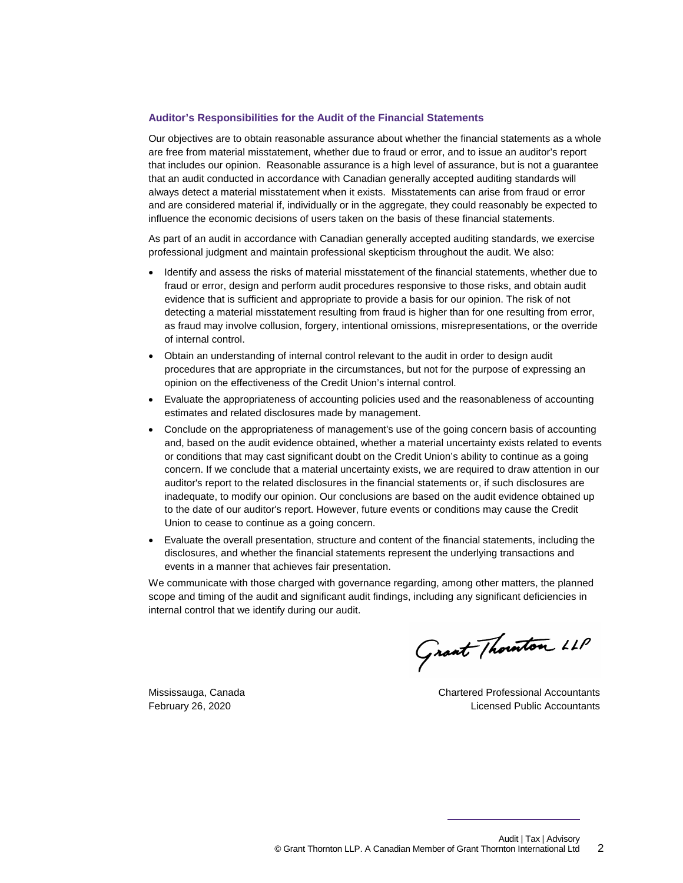### Auditor's Responsibilities for the Audit of the Financial Statements

Our objectives are to obtain reasonable assurance about whether the financial statements as a whole are free from material misstatement, whether due to fraud or error, and to issue an auditor's report that includes our opinion. Reasonable assurance is a high level of assurance, but is not a guarantee that an audit conducted in accordance with Canadian generally accepted auditing standards will always detect a material misstatement when it exists. Misstatements can arise from fraud or error and are considered material if, individually or in the aggregate, they could reasonably be expected to influence the economic decisions of users taken on the basis of these financial statements.

As part of an audit in accordance with Canadian generally accepted auditing standards, we exercise professional judgment and maintain professional skepticism throughout the audit. We also:

- Identify and assess the risks of material misstatement of the financial statements, whether due to fraud or error, design and perform audit procedures responsive to those risks, and obtain audit evidence that is sufficient and appropriate to provide a basis for our opinion. The risk of not detecting a material misstatement resulting from fraud is higher than for one resulting from error, as fraud may involve collusion, forgery, intentional omissions, misrepresentations, or the override of internal control.
- Obtain an understanding of internal control relevant to the audit in order to design audit procedures that are appropriate in the circumstances, but not for the purpose of expressing an opinion on the effectiveness of the Credit Union's internal control.
- Evaluate the appropriateness of accounting policies used and the reasonableness of accounting estimates and related disclosures made by management.
- Conclude on the appropriateness of management's use of the going concern basis of accounting and, based on the audit evidence obtained, whether a material uncertainty exists related to events or conditions that may cast significant doubt on the Credit Union's ability to continue as a going concern. If we conclude that a material uncertainty exists, we are required to draw attention in our auditor's report to the related disclosures in the financial statements or, if such disclosures are inadequate, to modify our opinion. Our conclusions are based on the audit evidence obtained up to the date of our auditor's report. However, future events or conditions may cause the Credit Union to cease to continue as a going concern.
- Evaluate the overall presentation, structure and content of the financial statements, including the disclosures, and whether the financial statements represent the underlying transactions and events in a manner that achieves fair presentation.

We communicate with those charged with governance regarding, among other matters, the planned scope and timing of the audit and significant audit findings, including any significant deficiencies in internal control that we identify during our audit.

Grant Thornton LLP

Mississauga, Canada
February 26, 2020

Chartered Professional Accountants
Licensed Public Accountants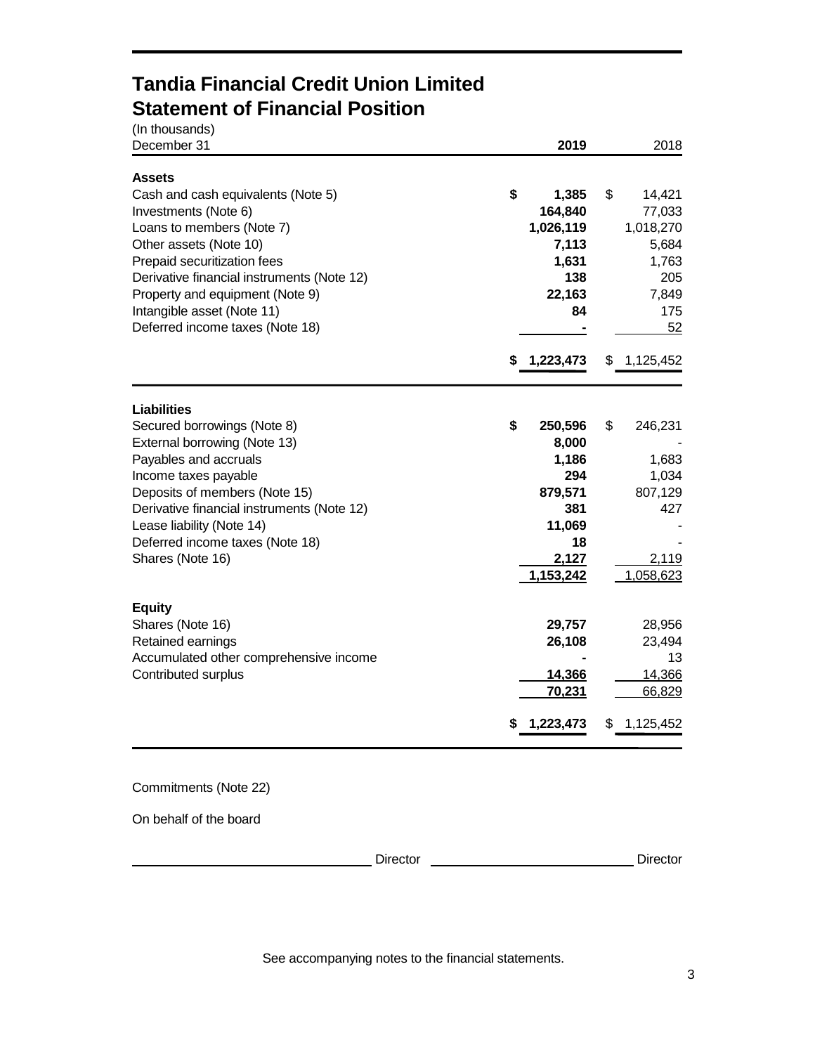# Tandia Financial Credit Union Limited
# Statement of Financial Position

(In thousands)

| December 31 | 2019 | 2018 |
|---|---|---|
| **Assets** | | |
| Cash and cash equivalents (Note 5) | **$ 1,385** | $ 14,421 |
| Investments (Note 6) | **164,840** | 77,033 |
| Loans to members (Note 7) | **1,026,119** | 1,018,270 |
| Other assets (Note 10) | **7,113** | 5,684 |
| Prepaid securitization fees | **1,631** | 1,763 |
| Derivative financial instruments (Note 12) | **138** | 205 |
| Property and equipment (Note 9) | **22,163** | 7,849 |
| Intangible asset (Note 11) | **84** | 175 |
| Deferred income taxes (Note 18) | **-** | 52 |
| | **$ 1,223,473** | $ 1,125,452 |
| **Liabilities** | | |
| Secured borrowings (Note 8) | **$ 250,596** | $ 246,231 |
| External borrowing (Note 13) | **8,000** | - |
| Payables and accruals | **1,186** | 1,683 |
| Income taxes payable | **294** | 1,034 |
| Deposits of members (Note 15) | **879,571** | 807,129 |
| Derivative financial instruments (Note 12) | **381** | 427 |
| Lease liability (Note 14) | **11,069** | - |
| Deferred income taxes (Note 18) | **18** | - |
| Shares (Note 16) | **2,127** | 2,119 |
| | **1,153,242** | 1,058,623 |
| **Equity** | | |
| Shares (Note 16) | **29,757** | 28,956 |
| Retained earnings | **26,108** | 23,494 |
| Accumulated other comprehensive income | **-** | 13 |
| Contributed surplus | **14,366** | 14,366 |
| | **70,231** | 66,829 |
| | **$ 1,223,473** | $ 1,125,452 |

Commitments (Note 22)

On behalf of the board

______________________ Director ______________________ Director

See accompanying notes to the financial statements.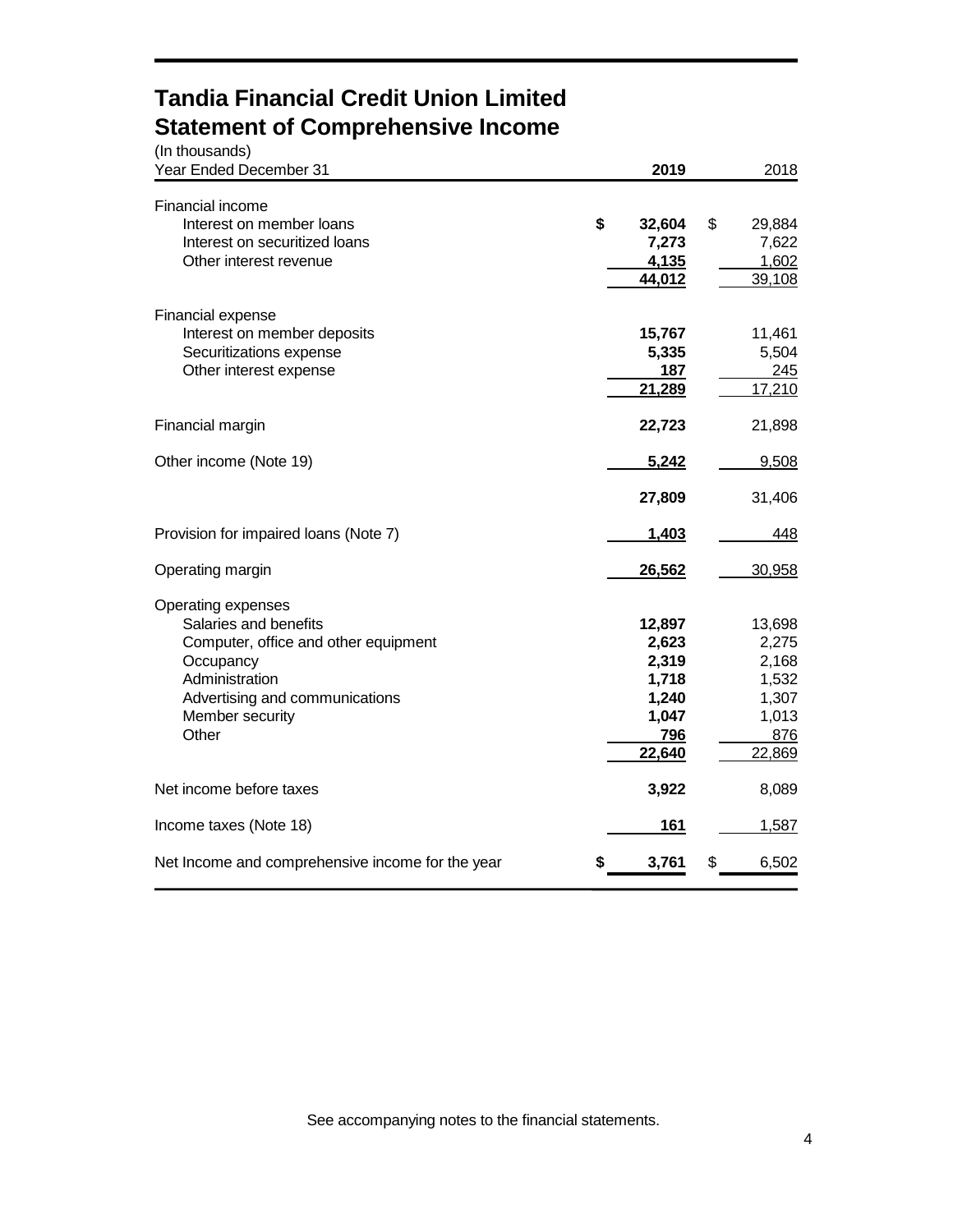# Tandia Financial Credit Union Limited

## Statement of Comprehensive Income

(In thousands)

| Year Ended December 31 | 2019 | 2018 |
|---|---|---|
| **Financial income** | | |
| Interest on member loans | $ 32,604 | $ 29,884 |
| Interest on securitized loans | 7,273 | 7,622 |
| Other interest revenue | 4,135 | 1,602 |
| | 44,012 | 39,108 |
| **Financial expense** | | |
| Interest on member deposits | 15,767 | 11,461 |
| Securitizations expense | 5,335 | 5,504 |
| Other interest expense | 187 | 245 |
| | 21,289 | 17,210 |
| Financial margin | 22,723 | 21,898 |
| Other income (Note 19) | 5,242 | 9,508 |
| | 27,809 | 31,406 |
| Provision for impaired loans (Note 7) | 1,403 | 448 |
| Operating margin | 26,562 | 30,958 |
| **Operating expenses** | | |
| Salaries and benefits | 12,897 | 13,698 |
| Computer, office and other equipment | 2,623 | 2,275 |
| Occupancy | 2,319 | 2,168 |
| Administration | 1,718 | 1,532 |
| Advertising and communications | 1,240 | 1,307 |
| Member security | 1,047 | 1,013 |
| Other | 796 | 876 |
| | 22,640 | 22,869 |
| Net income before taxes | 3,922 | 8,089 |
| Income taxes (Note 18) | 161 | 1,587 |
| Net Income and comprehensive income for the year | $ 3,761 | $ 6,502 |

See accompanying notes to the financial statements.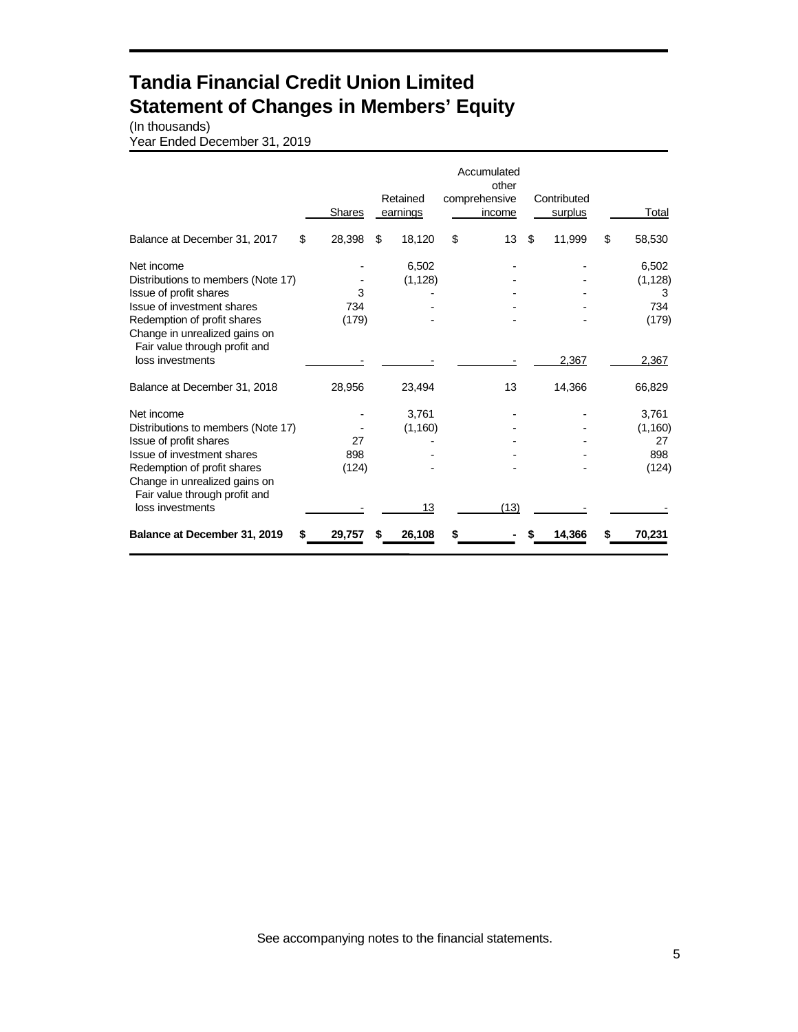# Tandia Financial Credit Union Limited
# Statement of Changes in Members' Equity

(In thousands)
Year Ended December 31, 2019

| | Shares | Retained earnings | Accumulated other comprehensive income | Contributed surplus | Total |
|---|---|---|---|---|---|
| Balance at December 31, 2017 | $ 28,398 | $ 18,120 | $ 13 | $ 11,999 | $ 58,530 |
| Net income | - | 6,502 | - | - | 6,502 |
| Distributions to members (Note 17) | - | (1,128) | - | - | (1,128) |
| Issue of profit shares | 3 | - | - | - | 3 |
| Issue of investment shares | 734 | - | - | - | 734 |
| Redemption of profit shares | (179) | - | - | - | (179) |
| Change in unrealized gains on Fair value through profit and loss investments | - | - | - | 2,367 | 2,367 |
| Balance at December 31, 2018 | 28,956 | 23,494 | 13 | 14,366 | 66,829 |
| Net income | - | 3,761 | - | - | 3,761 |
| Distributions to members (Note 17) | - | (1,160) | - | - | (1,160) |
| Issue of profit shares | 27 | - | - | - | 27 |
| Issue of investment shares | 898 | - | - | - | 898 |
| Redemption of profit shares | (124) | - | - | - | (124) |
| Change in unrealized gains on Fair value through profit and loss investments | - | 13 | (13) | - | - |
| **Balance at December 31, 2019** | **$ 29,757** | **$ 26,108** | **$ -** | **$ 14,366** | **$ 70,231** |

See accompanying notes to the financial statements.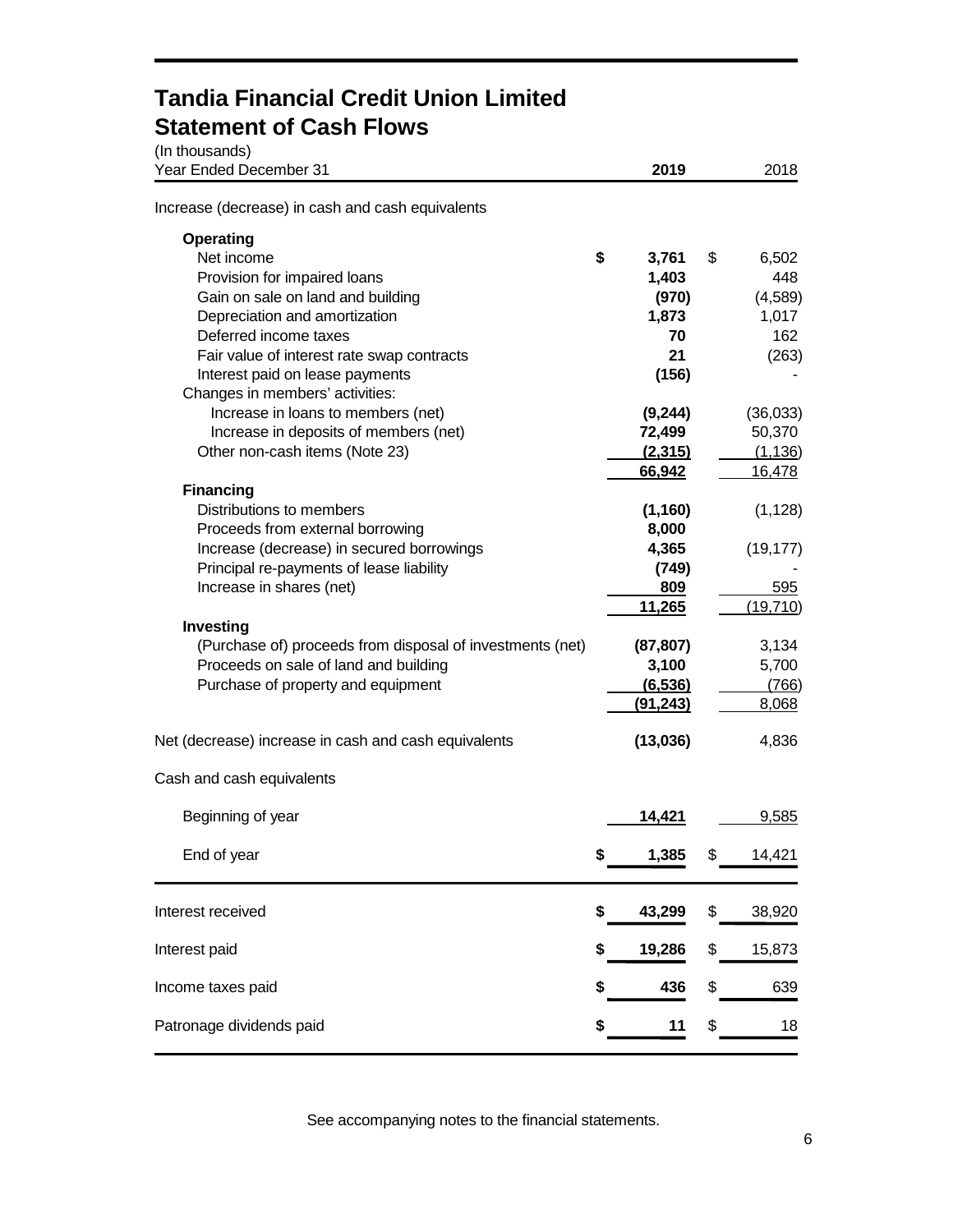# Tandia Financial Credit Union Limited
# Statement of Cash Flows

(In thousands)

| Year Ended December 31 | 2019 | 2018 |
|---|---|---|
| Increase (decrease) in cash and cash equivalents | | |
| **Operating** | | |
| Net income | **$ 3,761** | $ 6,502 |
| Provision for impaired loans | **1,403** | 448 |
| Gain on sale on land and building | **(970)** | (4,589) |
| Depreciation and amortization | **1,873** | 1,017 |
| Deferred income taxes | **70** | 162 |
| Fair value of interest rate swap contracts | **21** | (263) |
| Interest paid on lease payments | **(156)** | - |
| Changes in members' activities: | | |
| Increase in loans to members (net) | **(9,244)** | (36,033) |
| Increase in deposits of members (net) | **72,499** | 50,370 |
| Other non-cash items (Note 23) | **(2,315)** | (1,136) |
| | **66,942** | 16,478 |
| **Financing** | | |
| Distributions to members | **(1,160)** | (1,128) |
| Proceeds from external borrowing | **8,000** | |
| Increase (decrease) in secured borrowings | **4,365** | (19,177) |
| Principal re-payments of lease liability | **(749)** | - |
| Increase in shares (net) | **809** | 595 |
| | **11,265** | (19,710) |
| **Investing** | | |
| (Purchase of) proceeds from disposal of investments (net) | **(87,807)** | 3,134 |
| Proceeds on sale of land and building | **3,100** | 5,700 |
| Purchase of property and equipment | **(6,536)** | (766) |
| | **(91,243)** | 8,068 |
| Net (decrease) increase in cash and cash equivalents | **(13,036)** | 4,836 |
| Cash and cash equivalents | | |
| Beginning of year | **14,421** | 9,585 |
| End of year | **$ 1,385** | $ 14,421 |
| Interest received | **$ 43,299** | $ 38,920 |
| Interest paid | **$ 19,286** | $ 15,873 |
| Income taxes paid | **$ 436** | $ 639 |
| Patronage dividends paid | **$ 11** | $ 18 |

See accompanying notes to the financial statements.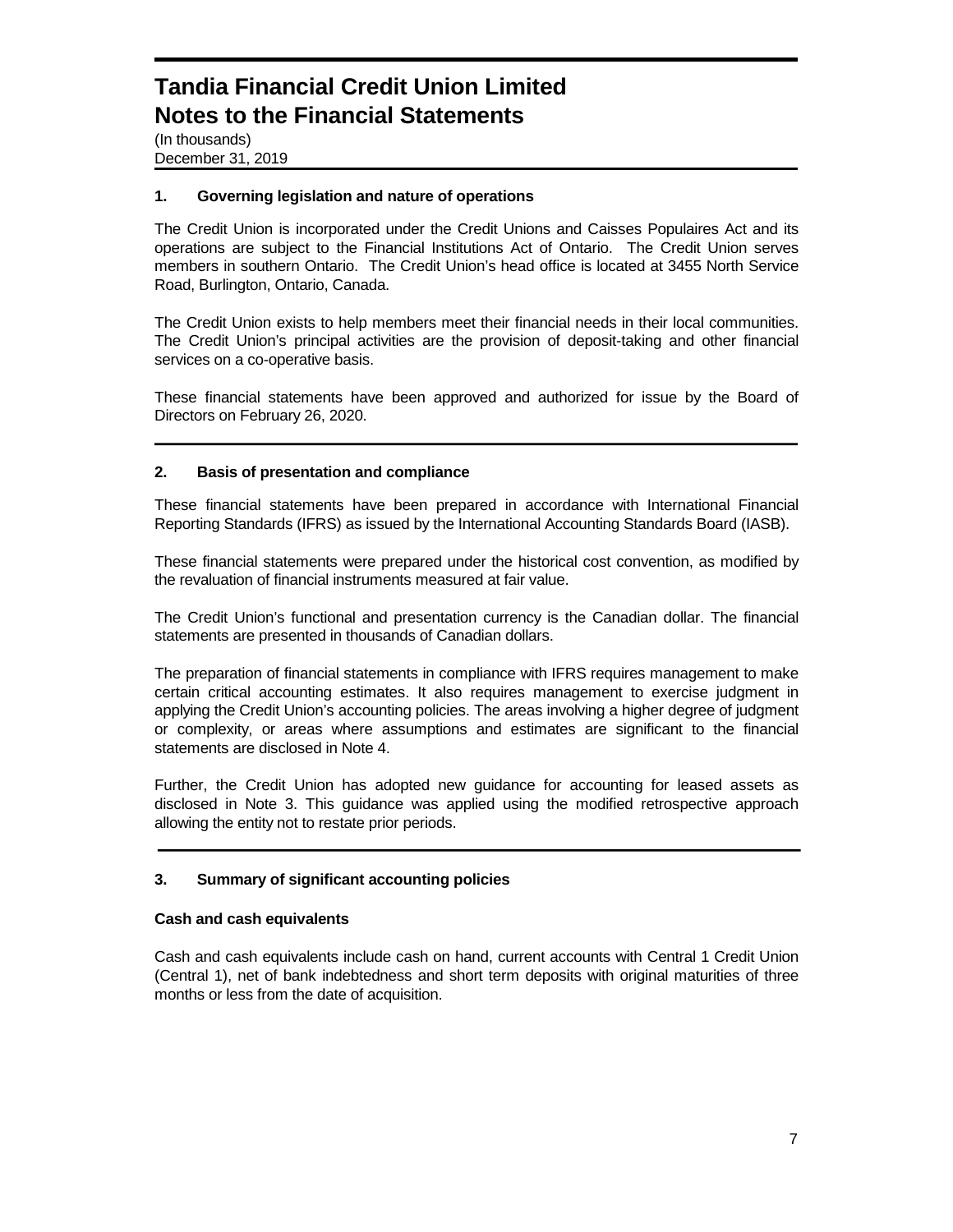# Tandia Financial Credit Union Limited
# Notes to the Financial Statements

(In thousands)
December 31, 2019

### 1. Governing legislation and nature of operations

The Credit Union is incorporated under the Credit Unions and Caisses Populaires Act and its operations are subject to the Financial Institutions Act of Ontario. The Credit Union serves members in southern Ontario. The Credit Union's head office is located at 3455 North Service Road, Burlington, Ontario, Canada.

The Credit Union exists to help members meet their financial needs in their local communities. The Credit Union's principal activities are the provision of deposit-taking and other financial services on a co-operative basis.

These financial statements have been approved and authorized for issue by the Board of Directors on February 26, 2020.

### 2. Basis of presentation and compliance

These financial statements have been prepared in accordance with International Financial Reporting Standards (IFRS) as issued by the International Accounting Standards Board (IASB).

These financial statements were prepared under the historical cost convention, as modified by the revaluation of financial instruments measured at fair value.

The Credit Union's functional and presentation currency is the Canadian dollar. The financial statements are presented in thousands of Canadian dollars.

The preparation of financial statements in compliance with IFRS requires management to make certain critical accounting estimates. It also requires management to exercise judgment in applying the Credit Union's accounting policies. The areas involving a higher degree of judgment or complexity, or areas where assumptions and estimates are significant to the financial statements are disclosed in Note 4.

Further, the Credit Union has adopted new guidance for accounting for leased assets as disclosed in Note 3. This guidance was applied using the modified retrospective approach allowing the entity not to restate prior periods.

### 3. Summary of significant accounting policies

**Cash and cash equivalents**

Cash and cash equivalents include cash on hand, current accounts with Central 1 Credit Union (Central 1), net of bank indebtedness and short term deposits with original maturities of three months or less from the date of acquisition.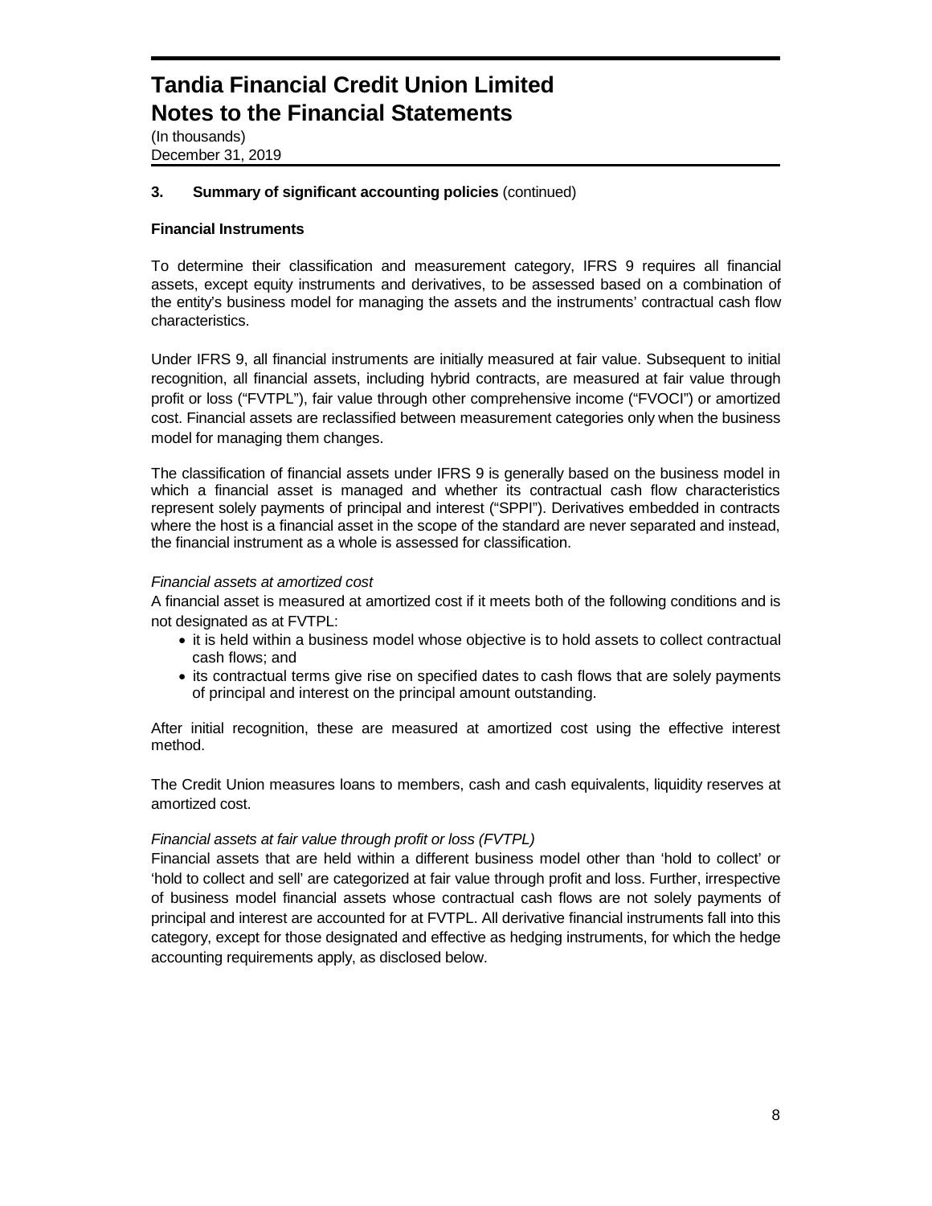### 3. Summary of significant accounting policies (continued)

**Financial Instruments**

To determine their classification and measurement category, IFRS 9 requires all financial assets, except equity instruments and derivatives, to be assessed based on a combination of the entity's business model for managing the assets and the instruments' contractual cash flow characteristics.

Under IFRS 9, all financial instruments are initially measured at fair value. Subsequent to initial recognition, all financial assets, including hybrid contracts, are measured at fair value through profit or loss ("FVTPL"), fair value through other comprehensive income ("FVOCI") or amortized cost. Financial assets are reclassified between measurement categories only when the business model for managing them changes.

The classification of financial assets under IFRS 9 is generally based on the business model in which a financial asset is managed and whether its contractual cash flow characteristics represent solely payments of principal and interest ("SPPI"). Derivatives embedded in contracts where the host is a financial asset in the scope of the standard are never separated and instead, the financial instrument as a whole is assessed for classification.

*Financial assets at amortized cost*

A financial asset is measured at amortized cost if it meets both of the following conditions and is not designated as at FVTPL:

- it is held within a business model whose objective is to hold assets to collect contractual cash flows; and
- its contractual terms give rise on specified dates to cash flows that are solely payments of principal and interest on the principal amount outstanding.

After initial recognition, these are measured at amortized cost using the effective interest method.

The Credit Union measures loans to members, cash and cash equivalents, liquidity reserves at amortized cost.

*Financial assets at fair value through profit or loss (FVTPL)*

Financial assets that are held within a different business model other than 'hold to collect' or 'hold to collect and sell' are categorized at fair value through profit and loss. Further, irrespective of business model financial assets whose contractual cash flows are not solely payments of principal and interest are accounted for at FVTPL. All derivative financial instruments fall into this category, except for those designated and effective as hedging instruments, for which the hedge accounting requirements apply, as disclosed below.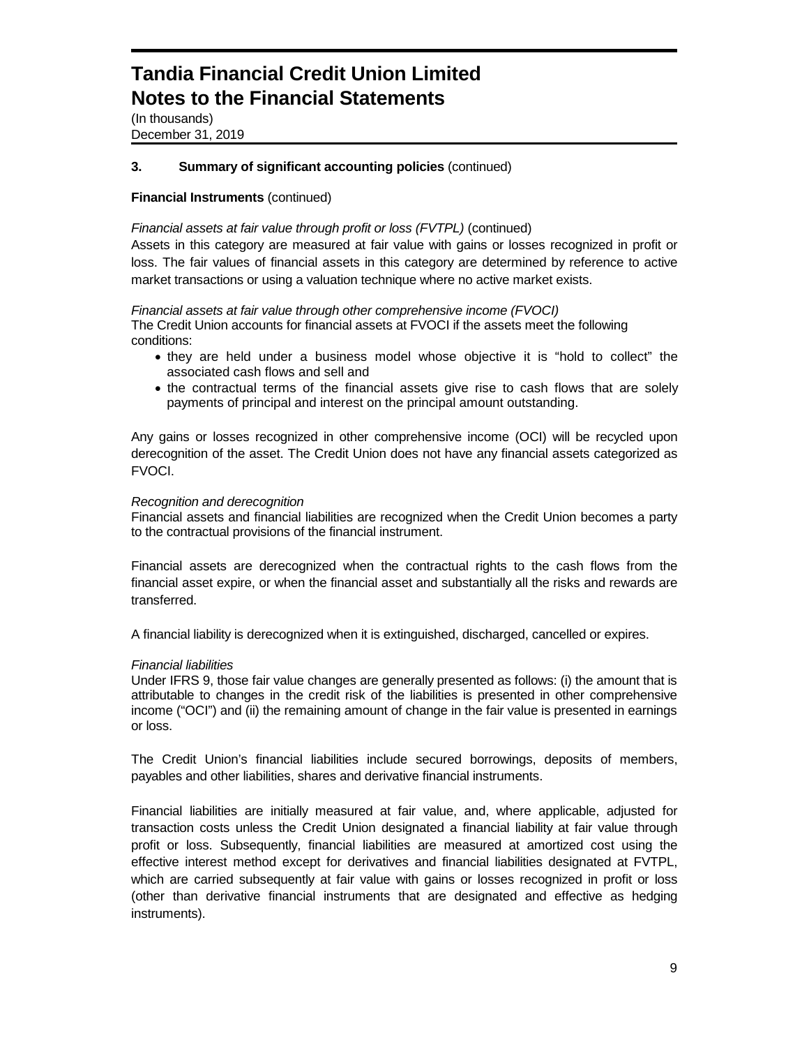# Tandia Financial Credit Union Limited
# Notes to the Financial Statements

(In thousands)
December 31, 2019

## 3. Summary of significant accounting policies (continued)

### Financial Instruments (continued)

*Financial assets at fair value through profit or loss (FVTPL)* (continued)
Assets in this category are measured at fair value with gains or losses recognized in profit or loss. The fair values of financial assets in this category are determined by reference to active market transactions or using a valuation technique where no active market exists.

*Financial assets at fair value through other comprehensive income (FVOCI)*
The Credit Union accounts for financial assets at FVOCI if the assets meet the following conditions:

- they are held under a business model whose objective it is "hold to collect" the associated cash flows and sell and
- the contractual terms of the financial assets give rise to cash flows that are solely payments of principal and interest on the principal amount outstanding.

Any gains or losses recognized in other comprehensive income (OCI) will be recycled upon derecognition of the asset. The Credit Union does not have any financial assets categorized as FVOCI.

*Recognition and derecognition*
Financial assets and financial liabilities are recognized when the Credit Union becomes a party to the contractual provisions of the financial instrument.

Financial assets are derecognized when the contractual rights to the cash flows from the financial asset expire, or when the financial asset and substantially all the risks and rewards are transferred.

A financial liability is derecognized when it is extinguished, discharged, cancelled or expires.

*Financial liabilities*
Under IFRS 9, those fair value changes are generally presented as follows: (i) the amount that is attributable to changes in the credit risk of the liabilities is presented in other comprehensive income ("OCI") and (ii) the remaining amount of change in the fair value is presented in earnings or loss.

The Credit Union's financial liabilities include secured borrowings, deposits of members, payables and other liabilities, shares and derivative financial instruments.

Financial liabilities are initially measured at fair value, and, where applicable, adjusted for transaction costs unless the Credit Union designated a financial liability at fair value through profit or loss. Subsequently, financial liabilities are measured at amortized cost using the effective interest method except for derivatives and financial liabilities designated at FVTPL, which are carried subsequently at fair value with gains or losses recognized in profit or loss (other than derivative financial instruments that are designated and effective as hedging instruments).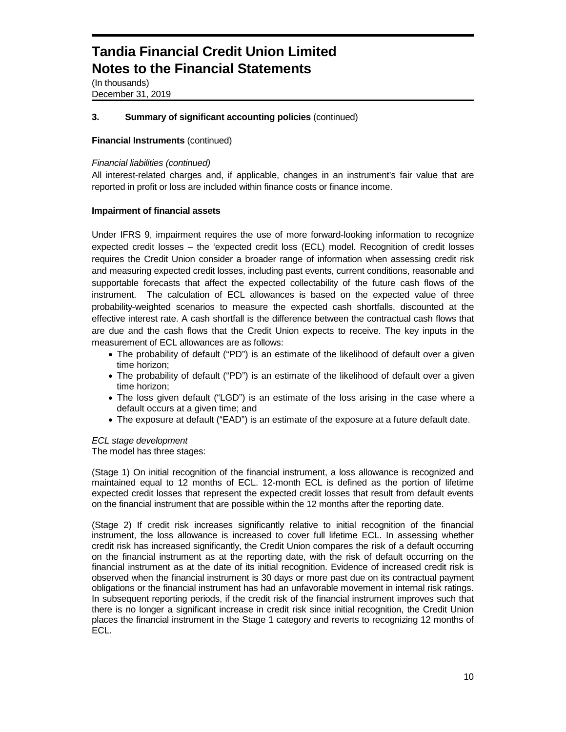### 3. Summary of significant accounting policies (continued)

**Financial Instruments** (continued)

*Financial liabilities (continued)*

All interest-related charges and, if applicable, changes in an instrument's fair value that are reported in profit or loss are included within finance costs or finance income.

**Impairment of financial assets**

Under IFRS 9, impairment requires the use of more forward-looking information to recognize expected credit losses – the 'expected credit loss (ECL) model. Recognition of credit losses requires the Credit Union consider a broader range of information when assessing credit risk and measuring expected credit losses, including past events, current conditions, reasonable and supportable forecasts that affect the expected collectability of the future cash flows of the instrument. The calculation of ECL allowances is based on the expected value of three probability-weighted scenarios to measure the expected cash shortfalls, discounted at the effective interest rate. A cash shortfall is the difference between the contractual cash flows that are due and the cash flows that the Credit Union expects to receive. The key inputs in the measurement of ECL allowances are as follows:

- The probability of default ("PD") is an estimate of the likelihood of default over a given time horizon;
- The probability of default ("PD") is an estimate of the likelihood of default over a given time horizon;
- The loss given default ("LGD") is an estimate of the loss arising in the case where a default occurs at a given time; and
- The exposure at default ("EAD") is an estimate of the exposure at a future default date.

*ECL stage development*

The model has three stages:

(Stage 1) On initial recognition of the financial instrument, a loss allowance is recognized and maintained equal to 12 months of ECL. 12-month ECL is defined as the portion of lifetime expected credit losses that represent the expected credit losses that result from default events on the financial instrument that are possible within the 12 months after the reporting date.

(Stage 2) If credit risk increases significantly relative to initial recognition of the financial instrument, the loss allowance is increased to cover full lifetime ECL. In assessing whether credit risk has increased significantly, the Credit Union compares the risk of a default occurring on the financial instrument as at the reporting date, with the risk of default occurring on the financial instrument as at the date of its initial recognition. Evidence of increased credit risk is observed when the financial instrument is 30 days or more past due on its contractual payment obligations or the financial instrument has had an unfavorable movement in internal risk ratings. In subsequent reporting periods, if the credit risk of the financial instrument improves such that there is no longer a significant increase in credit risk since initial recognition, the Credit Union places the financial instrument in the Stage 1 category and reverts to recognizing 12 months of ECL.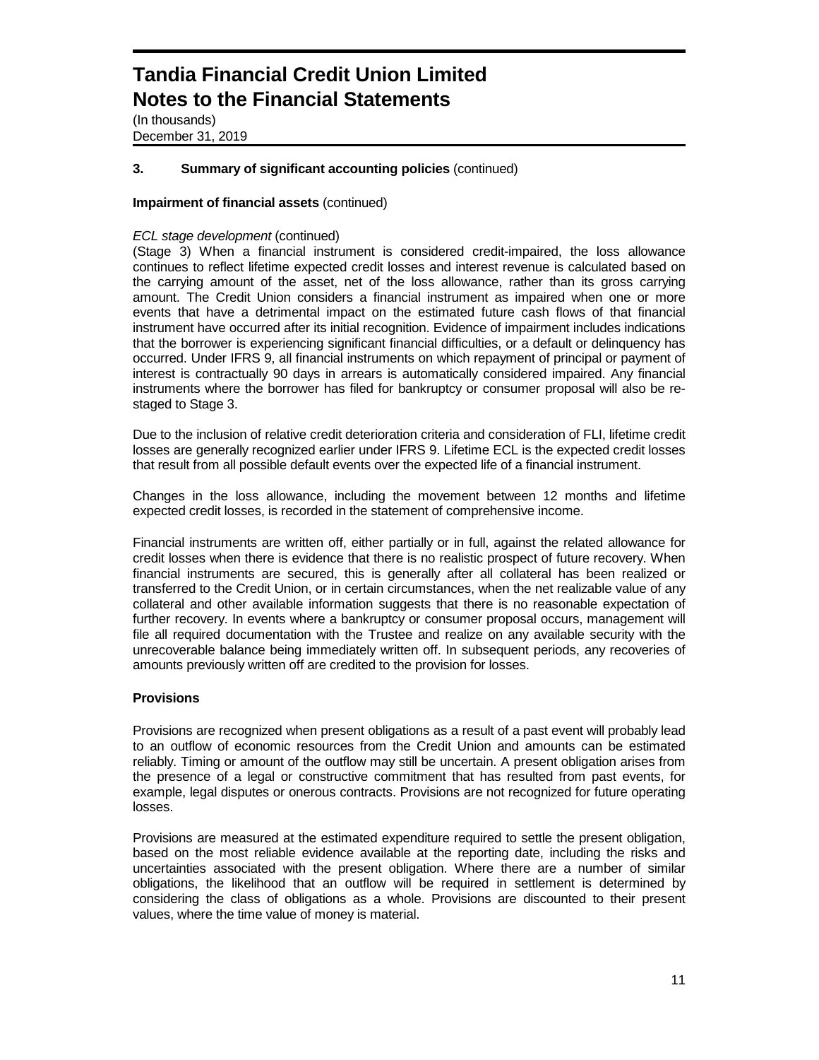# Tandia Financial Credit Union Limited
# Notes to the Financial Statements

(In thousands)
December 31, 2019

## 3. Summary of significant accounting policies (continued)

### Impairment of financial assets (continued)

*ECL stage development* (continued)
(Stage 3) When a financial instrument is considered credit-impaired, the loss allowance continues to reflect lifetime expected credit losses and interest revenue is calculated based on the carrying amount of the asset, net of the loss allowance, rather than its gross carrying amount. The Credit Union considers a financial instrument as impaired when one or more events that have a detrimental impact on the estimated future cash flows of that financial instrument have occurred after its initial recognition. Evidence of impairment includes indications that the borrower is experiencing significant financial difficulties, or a default or delinquency has occurred. Under IFRS 9, all financial instruments on which repayment of principal or payment of interest is contractually 90 days in arrears is automatically considered impaired. Any financial instruments where the borrower has filed for bankruptcy or consumer proposal will also be re-staged to Stage 3.

Due to the inclusion of relative credit deterioration criteria and consideration of FLI, lifetime credit losses are generally recognized earlier under IFRS 9. Lifetime ECL is the expected credit losses that result from all possible default events over the expected life of a financial instrument.

Changes in the loss allowance, including the movement between 12 months and lifetime expected credit losses, is recorded in the statement of comprehensive income.

Financial instruments are written off, either partially or in full, against the related allowance for credit losses when there is evidence that there is no realistic prospect of future recovery. When financial instruments are secured, this is generally after all collateral has been realized or transferred to the Credit Union, or in certain circumstances, when the net realizable value of any collateral and other available information suggests that there is no reasonable expectation of further recovery. In events where a bankruptcy or consumer proposal occurs, management will file all required documentation with the Trustee and realize on any available security with the unrecoverable balance being immediately written off. In subsequent periods, any recoveries of amounts previously written off are credited to the provision for losses.

### Provisions

Provisions are recognized when present obligations as a result of a past event will probably lead to an outflow of economic resources from the Credit Union and amounts can be estimated reliably. Timing or amount of the outflow may still be uncertain. A present obligation arises from the presence of a legal or constructive commitment that has resulted from past events, for example, legal disputes or onerous contracts. Provisions are not recognized for future operating losses.

Provisions are measured at the estimated expenditure required to settle the present obligation, based on the most reliable evidence available at the reporting date, including the risks and uncertainties associated with the present obligation. Where there are a number of similar obligations, the likelihood that an outflow will be required in settlement is determined by considering the class of obligations as a whole. Provisions are discounted to their present values, where the time value of money is material.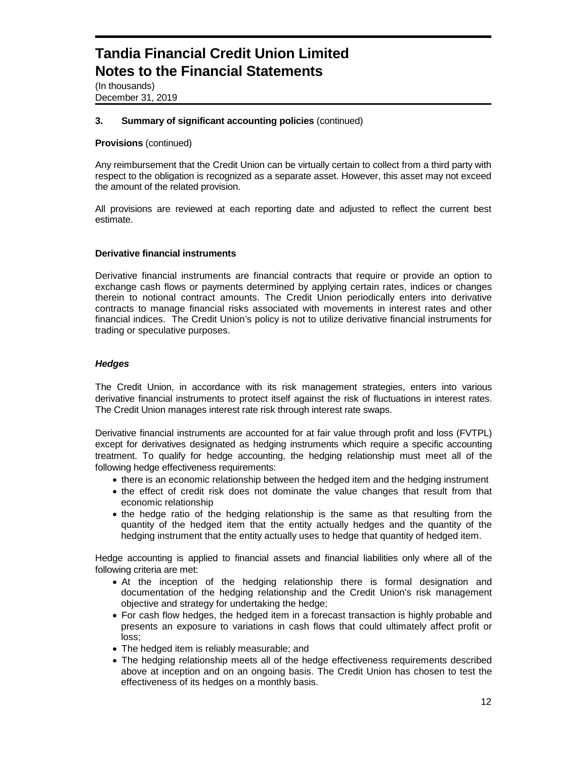### 3. Summary of significant accounting policies (continued)

**Provisions** (continued)

Any reimbursement that the Credit Union can be virtually certain to collect from a third party with respect to the obligation is recognized as a separate asset. However, this asset may not exceed the amount of the related provision.

All provisions are reviewed at each reporting date and adjusted to reflect the current best estimate.

**Derivative financial instruments**

Derivative financial instruments are financial contracts that require or provide an option to exchange cash flows or payments determined by applying certain rates, indices or changes therein to notional contract amounts. The Credit Union periodically enters into derivative contracts to manage financial risks associated with movements in interest rates and other financial indices. The Credit Union's policy is not to utilize derivative financial instruments for trading or speculative purposes.

***Hedges***

The Credit Union, in accordance with its risk management strategies, enters into various derivative financial instruments to protect itself against the risk of fluctuations in interest rates. The Credit Union manages interest rate risk through interest rate swaps.

Derivative financial instruments are accounted for at fair value through profit and loss (FVTPL) except for derivatives designated as hedging instruments which require a specific accounting treatment. To qualify for hedge accounting, the hedging relationship must meet all of the following hedge effectiveness requirements:

- there is an economic relationship between the hedged item and the hedging instrument
- the effect of credit risk does not dominate the value changes that result from that economic relationship
- the hedge ratio of the hedging relationship is the same as that resulting from the quantity of the hedged item that the entity actually hedges and the quantity of the hedging instrument that the entity actually uses to hedge that quantity of hedged item.

Hedge accounting is applied to financial assets and financial liabilities only where all of the following criteria are met:

- At the inception of the hedging relationship there is formal designation and documentation of the hedging relationship and the Credit Union's risk management objective and strategy for undertaking the hedge;
- For cash flow hedges, the hedged item in a forecast transaction is highly probable and presents an exposure to variations in cash flows that could ultimately affect profit or loss;
- The hedged item is reliably measurable; and
- The hedging relationship meets all of the hedge effectiveness requirements described above at inception and on an ongoing basis. The Credit Union has chosen to test the effectiveness of its hedges on a monthly basis.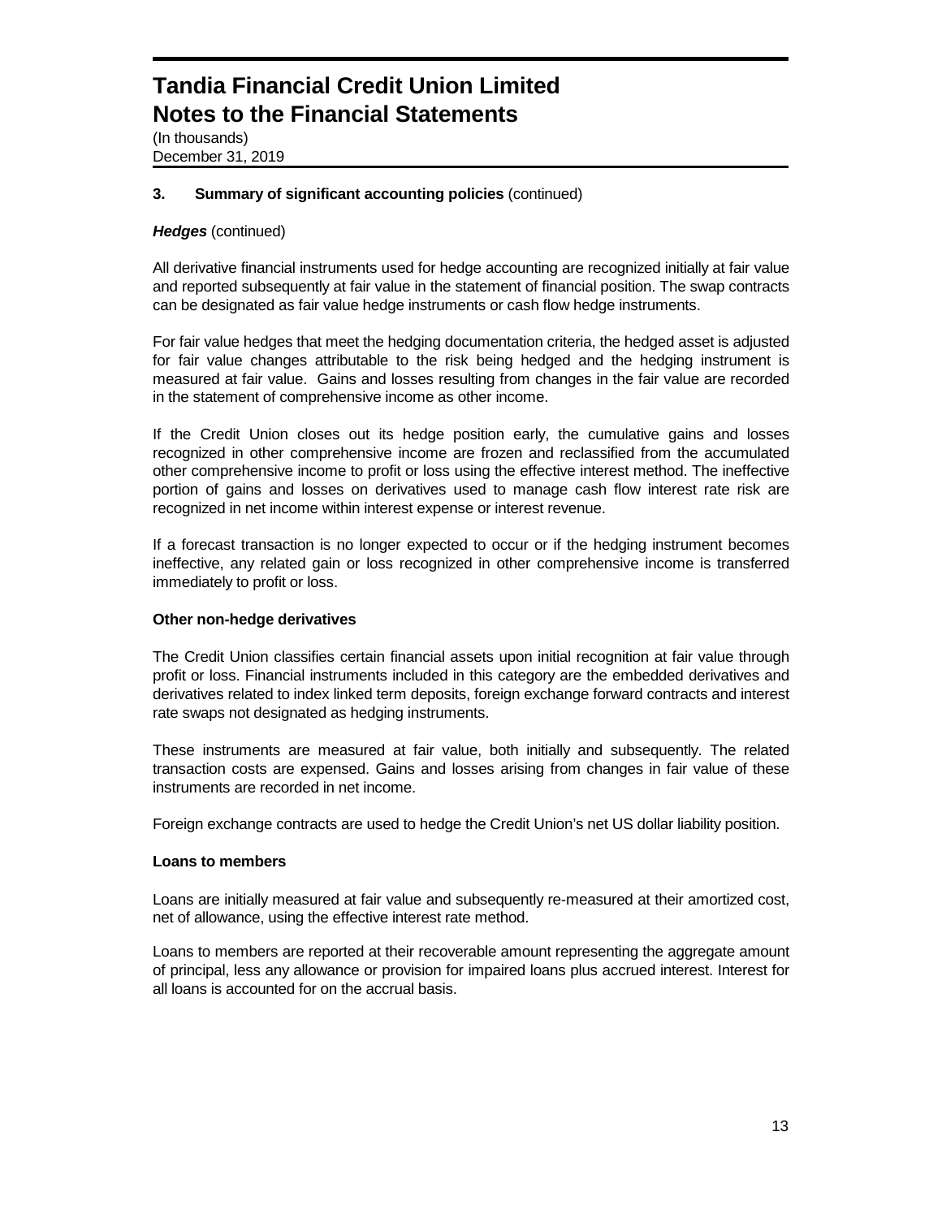# Tandia Financial Credit Union Limited
# Notes to the Financial Statements

(In thousands)
December 31, 2019

### 3. Summary of significant accounting policies (continued)

***Hedges*** (continued)

All derivative financial instruments used for hedge accounting are recognized initially at fair value and reported subsequently at fair value in the statement of financial position. The swap contracts can be designated as fair value hedge instruments or cash flow hedge instruments.

For fair value hedges that meet the hedging documentation criteria, the hedged asset is adjusted for fair value changes attributable to the risk being hedged and the hedging instrument is measured at fair value. Gains and losses resulting from changes in the fair value are recorded in the statement of comprehensive income as other income.

If the Credit Union closes out its hedge position early, the cumulative gains and losses recognized in other comprehensive income are frozen and reclassified from the accumulated other comprehensive income to profit or loss using the effective interest method. The ineffective portion of gains and losses on derivatives used to manage cash flow interest rate risk are recognized in net income within interest expense or interest revenue.

If a forecast transaction is no longer expected to occur or if the hedging instrument becomes ineffective, any related gain or loss recognized in other comprehensive income is transferred immediately to profit or loss.

**Other non-hedge derivatives**

The Credit Union classifies certain financial assets upon initial recognition at fair value through profit or loss. Financial instruments included in this category are the embedded derivatives and derivatives related to index linked term deposits, foreign exchange forward contracts and interest rate swaps not designated as hedging instruments.

These instruments are measured at fair value, both initially and subsequently. The related transaction costs are expensed. Gains and losses arising from changes in fair value of these instruments are recorded in net income.

Foreign exchange contracts are used to hedge the Credit Union's net US dollar liability position.

**Loans to members**

Loans are initially measured at fair value and subsequently re-measured at their amortized cost, net of allowance, using the effective interest rate method.

Loans to members are reported at their recoverable amount representing the aggregate amount of principal, less any allowance or provision for impaired loans plus accrued interest. Interest for all loans is accounted for on the accrual basis.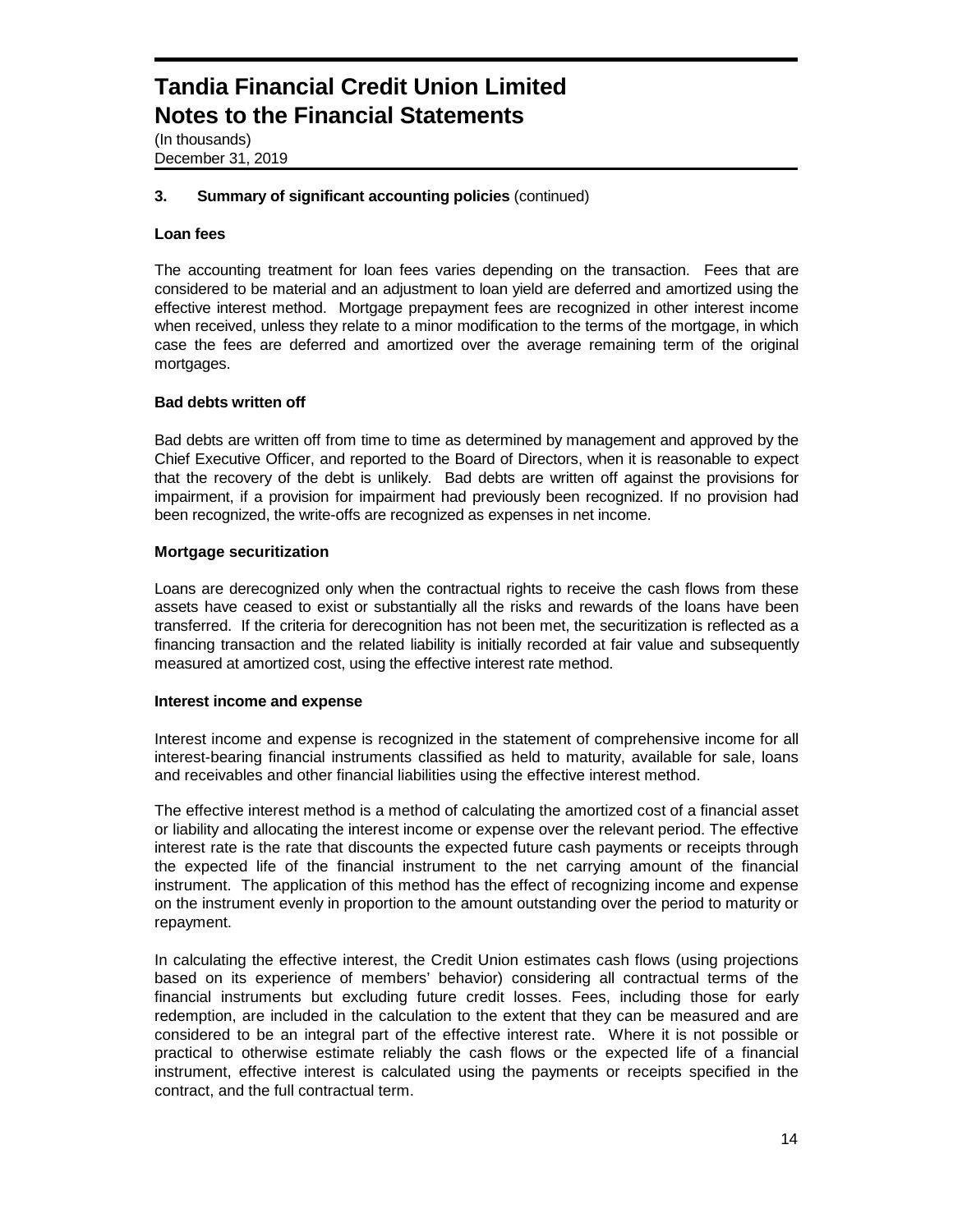### 3. Summary of significant accounting policies (continued)

**Loan fees**

The accounting treatment for loan fees varies depending on the transaction. Fees that are considered to be material and an adjustment to loan yield are deferred and amortized using the effective interest method. Mortgage prepayment fees are recognized in other interest income when received, unless they relate to a minor modification to the terms of the mortgage, in which case the fees are deferred and amortized over the average remaining term of the original mortgages.

**Bad debts written off**

Bad debts are written off from time to time as determined by management and approved by the Chief Executive Officer, and reported to the Board of Directors, when it is reasonable to expect that the recovery of the debt is unlikely. Bad debts are written off against the provisions for impairment, if a provision for impairment had previously been recognized. If no provision had been recognized, the write-offs are recognized as expenses in net income.

**Mortgage securitization**

Loans are derecognized only when the contractual rights to receive the cash flows from these assets have ceased to exist or substantially all the risks and rewards of the loans have been transferred. If the criteria for derecognition has not been met, the securitization is reflected as a financing transaction and the related liability is initially recorded at fair value and subsequently measured at amortized cost, using the effective interest rate method.

**Interest income and expense**

Interest income and expense is recognized in the statement of comprehensive income for all interest-bearing financial instruments classified as held to maturity, available for sale, loans and receivables and other financial liabilities using the effective interest method.

The effective interest method is a method of calculating the amortized cost of a financial asset or liability and allocating the interest income or expense over the relevant period. The effective interest rate is the rate that discounts the expected future cash payments or receipts through the expected life of the financial instrument to the net carrying amount of the financial instrument. The application of this method has the effect of recognizing income and expense on the instrument evenly in proportion to the amount outstanding over the period to maturity or repayment.

In calculating the effective interest, the Credit Union estimates cash flows (using projections based on its experience of members' behavior) considering all contractual terms of the financial instruments but excluding future credit losses. Fees, including those for early redemption, are included in the calculation to the extent that they can be measured and are considered to be an integral part of the effective interest rate. Where it is not possible or practical to otherwise estimate reliably the cash flows or the expected life of a financial instrument, effective interest is calculated using the payments or receipts specified in the contract, and the full contractual term.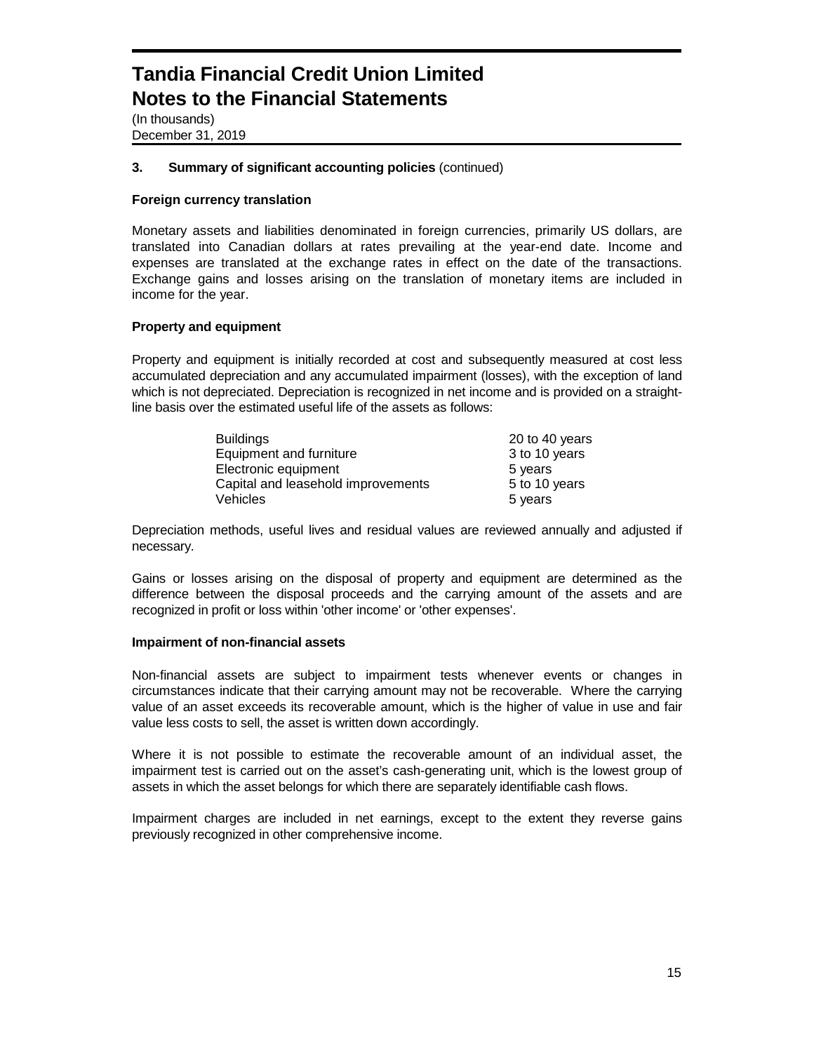# Tandia Financial Credit Union Limited
# Notes to the Financial Statements

(In thousands)
December 31, 2019

## 3. Summary of significant accounting policies (continued)

### Foreign currency translation

Monetary assets and liabilities denominated in foreign currencies, primarily US dollars, are translated into Canadian dollars at rates prevailing at the year-end date. Income and expenses are translated at the exchange rates in effect on the date of the transactions. Exchange gains and losses arising on the translation of monetary items are included in income for the year.

### Property and equipment

Property and equipment is initially recorded at cost and subsequently measured at cost less accumulated depreciation and any accumulated impairment (losses), with the exception of land which is not depreciated. Depreciation is recognized in net income and is provided on a straight-line basis over the estimated useful life of the assets as follows:

| | |
|---|---|
| Buildings | 20 to 40 years |
| Equipment and furniture | 3 to 10 years |
| Electronic equipment | 5 years |
| Capital and leasehold improvements | 5 to 10 years |
| Vehicles | 5 years |

Depreciation methods, useful lives and residual values are reviewed annually and adjusted if necessary.

Gains or losses arising on the disposal of property and equipment are determined as the difference between the disposal proceeds and the carrying amount of the assets and are recognized in profit or loss within 'other income' or 'other expenses'.

### Impairment of non-financial assets

Non-financial assets are subject to impairment tests whenever events or changes in circumstances indicate that their carrying amount may not be recoverable. Where the carrying value of an asset exceeds its recoverable amount, which is the higher of value in use and fair value less costs to sell, the asset is written down accordingly.

Where it is not possible to estimate the recoverable amount of an individual asset, the impairment test is carried out on the asset's cash-generating unit, which is the lowest group of assets in which the asset belongs for which there are separately identifiable cash flows.

Impairment charges are included in net earnings, except to the extent they reverse gains previously recognized in other comprehensive income.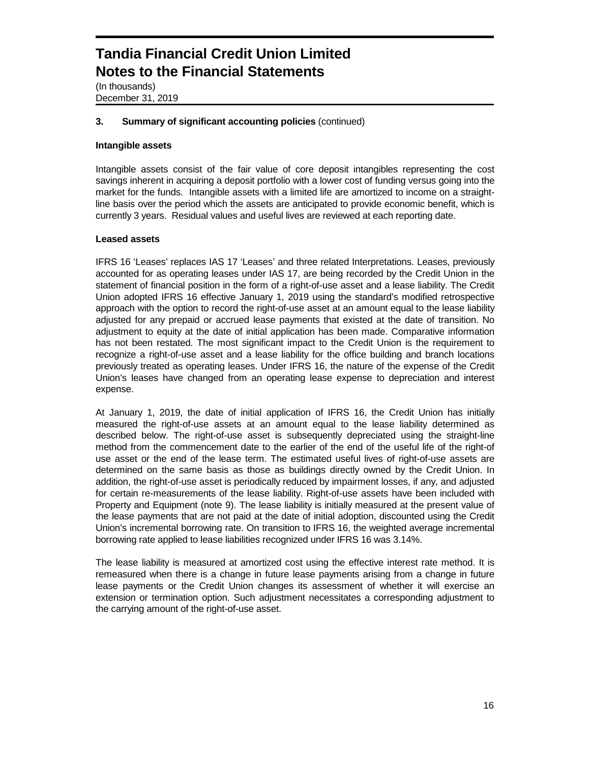# Tandia Financial Credit Union Limited
# Notes to the Financial Statements

(In thousands)
December 31, 2019

## 3. Summary of significant accounting policies (continued)

### Intangible assets

Intangible assets consist of the fair value of core deposit intangibles representing the cost savings inherent in acquiring a deposit portfolio with a lower cost of funding versus going into the market for the funds. Intangible assets with a limited life are amortized to income on a straight-line basis over the period which the assets are anticipated to provide economic benefit, which is currently 3 years. Residual values and useful lives are reviewed at each reporting date.

### Leased assets

IFRS 16 'Leases' replaces IAS 17 'Leases' and three related Interpretations. Leases, previously accounted for as operating leases under IAS 17, are being recorded by the Credit Union in the statement of financial position in the form of a right-of-use asset and a lease liability. The Credit Union adopted IFRS 16 effective January 1, 2019 using the standard's modified retrospective approach with the option to record the right-of-use asset at an amount equal to the lease liability adjusted for any prepaid or accrued lease payments that existed at the date of transition. No adjustment to equity at the date of initial application has been made. Comparative information has not been restated. The most significant impact to the Credit Union is the requirement to recognize a right-of-use asset and a lease liability for the office building and branch locations previously treated as operating leases. Under IFRS 16, the nature of the expense of the Credit Union's leases have changed from an operating lease expense to depreciation and interest expense.

At January 1, 2019, the date of initial application of IFRS 16, the Credit Union has initially measured the right-of-use assets at an amount equal to the lease liability determined as described below. The right-of-use asset is subsequently depreciated using the straight-line method from the commencement date to the earlier of the end of the useful life of the right-of use asset or the end of the lease term. The estimated useful lives of right-of-use assets are determined on the same basis as those as buildings directly owned by the Credit Union. In addition, the right-of-use asset is periodically reduced by impairment losses, if any, and adjusted for certain re-measurements of the lease liability. Right-of-use assets have been included with Property and Equipment (note 9). The lease liability is initially measured at the present value of the lease payments that are not paid at the date of initial adoption, discounted using the Credit Union's incremental borrowing rate. On transition to IFRS 16, the weighted average incremental borrowing rate applied to lease liabilities recognized under IFRS 16 was 3.14%.

The lease liability is measured at amortized cost using the effective interest rate method. It is remeasured when there is a change in future lease payments arising from a change in future lease payments or the Credit Union changes its assessment of whether it will exercise an extension or termination option. Such adjustment necessitates a corresponding adjustment to the carrying amount of the right-of-use asset.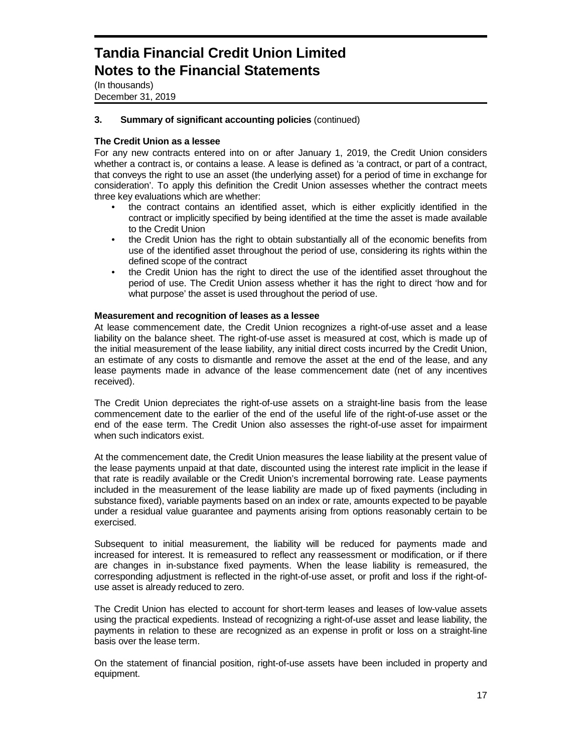### 3. Summary of significant accounting policies (continued)

**The Credit Union as a lessee**

For any new contracts entered into on or after January 1, 2019, the Credit Union considers whether a contract is, or contains a lease. A lease is defined as 'a contract, or part of a contract, that conveys the right to use an asset (the underlying asset) for a period of time in exchange for consideration'. To apply this definition the Credit Union assesses whether the contract meets three key evaluations which are whether:

- the contract contains an identified asset, which is either explicitly identified in the contract or implicitly specified by being identified at the time the asset is made available to the Credit Union
- the Credit Union has the right to obtain substantially all of the economic benefits from use of the identified asset throughout the period of use, considering its rights within the defined scope of the contract
- the Credit Union has the right to direct the use of the identified asset throughout the period of use. The Credit Union assess whether it has the right to direct 'how and for what purpose' the asset is used throughout the period of use.

**Measurement and recognition of leases as a lessee**

At lease commencement date, the Credit Union recognizes a right-of-use asset and a lease liability on the balance sheet. The right-of-use asset is measured at cost, which is made up of the initial measurement of the lease liability, any initial direct costs incurred by the Credit Union, an estimate of any costs to dismantle and remove the asset at the end of the lease, and any lease payments made in advance of the lease commencement date (net of any incentives received).

The Credit Union depreciates the right-of-use assets on a straight-line basis from the lease commencement date to the earlier of the end of the useful life of the right-of-use asset or the end of the ease term. The Credit Union also assesses the right-of-use asset for impairment when such indicators exist.

At the commencement date, the Credit Union measures the lease liability at the present value of the lease payments unpaid at that date, discounted using the interest rate implicit in the lease if that rate is readily available or the Credit Union's incremental borrowing rate. Lease payments included in the measurement of the lease liability are made up of fixed payments (including in substance fixed), variable payments based on an index or rate, amounts expected to be payable under a residual value guarantee and payments arising from options reasonably certain to be exercised.

Subsequent to initial measurement, the liability will be reduced for payments made and increased for interest. It is remeasured to reflect any reassessment or modification, or if there are changes in in-substance fixed payments. When the lease liability is remeasured, the corresponding adjustment is reflected in the right-of-use asset, or profit and loss if the right-of-use asset is already reduced to zero.

The Credit Union has elected to account for short-term leases and leases of low-value assets using the practical expedients. Instead of recognizing a right-of-use asset and lease liability, the payments in relation to these are recognized as an expense in profit or loss on a straight-line basis over the lease term.

On the statement of financial position, right-of-use assets have been included in property and equipment.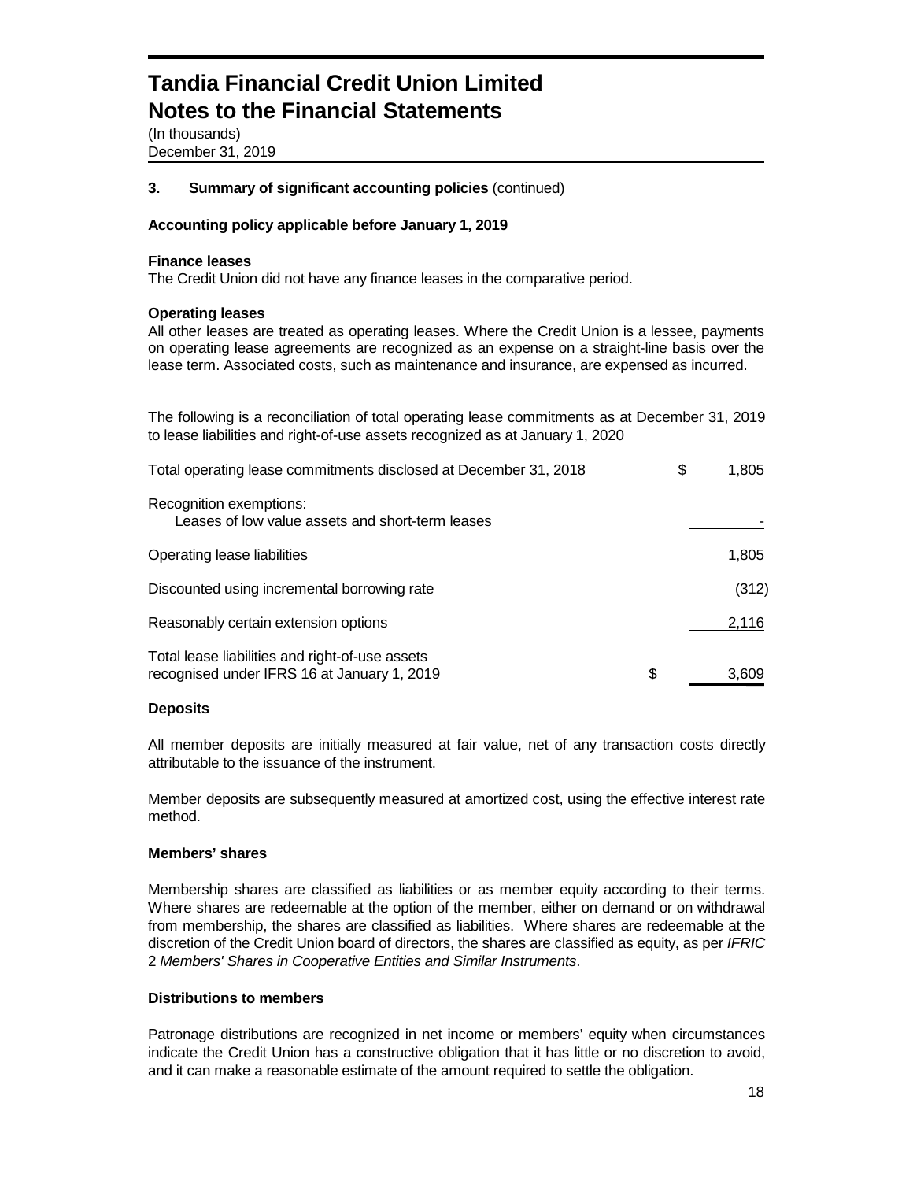# Tandia Financial Credit Union Limited
# Notes to the Financial Statements

(In thousands)
December 31, 2019

### 3. Summary of significant accounting policies (continued)

**Accounting policy applicable before January 1, 2019**

**Finance leases**
The Credit Union did not have any finance leases in the comparative period.

**Operating leases**
All other leases are treated as operating leases. Where the Credit Union is a lessee, payments on operating lease agreements are recognized as an expense on a straight-line basis over the lease term. Associated costs, such as maintenance and insurance, are expensed as incurred.

The following is a reconciliation of total operating lease commitments as at December 31, 2019 to lease liabilities and right-of-use assets recognized as at January 1, 2020

| | | |
|---|---|---|
| Total operating lease commitments disclosed at December 31, 2018 | $ | 1,805 |
| Recognition exemptions:<br>Leases of low value assets and short-term leases | | - |
| Operating lease liabilities | | 1,805 |
| Discounted using incremental borrowing rate | | (312) |
| Reasonably certain extension options | | 2,116 |
| Total lease liabilities and right-of-use assets recognised under IFRS 16 at January 1, 2019 | $ | 3,609 |

**Deposits**

All member deposits are initially measured at fair value, net of any transaction costs directly attributable to the issuance of the instrument.

Member deposits are subsequently measured at amortized cost, using the effective interest rate method.

**Members' shares**

Membership shares are classified as liabilities or as member equity according to their terms. Where shares are redeemable at the option of the member, either on demand or on withdrawal from membership, the shares are classified as liabilities. Where shares are redeemable at the discretion of the Credit Union board of directors, the shares are classified as equity, as per *IFRIC* 2 *Members' Shares in Cooperative Entities and Similar Instruments*.

**Distributions to members**

Patronage distributions are recognized in net income or members' equity when circumstances indicate the Credit Union has a constructive obligation that it has little or no discretion to avoid, and it can make a reasonable estimate of the amount required to settle the obligation.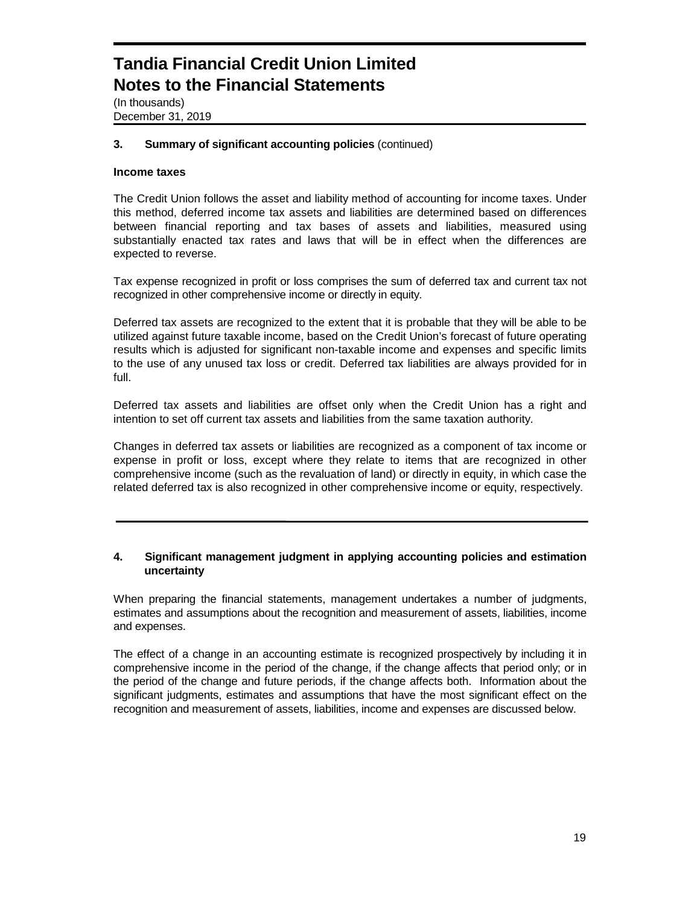## 3. Summary of significant accounting policies (continued)

### Income taxes

The Credit Union follows the asset and liability method of accounting for income taxes. Under this method, deferred income tax assets and liabilities are determined based on differences between financial reporting and tax bases of assets and liabilities, measured using substantially enacted tax rates and laws that will be in effect when the differences are expected to reverse.

Tax expense recognized in profit or loss comprises the sum of deferred tax and current tax not recognized in other comprehensive income or directly in equity.

Deferred tax assets are recognized to the extent that it is probable that they will be able to be utilized against future taxable income, based on the Credit Union's forecast of future operating results which is adjusted for significant non-taxable income and expenses and specific limits to the use of any unused tax loss or credit. Deferred tax liabilities are always provided for in full.

Deferred tax assets and liabilities are offset only when the Credit Union has a right and intention to set off current tax assets and liabilities from the same taxation authority.

Changes in deferred tax assets or liabilities are recognized as a component of tax income or expense in profit or loss, except where they relate to items that are recognized in other comprehensive income (such as the revaluation of land) or directly in equity, in which case the related deferred tax is also recognized in other comprehensive income or equity, respectively.

---

## 4. Significant management judgment in applying accounting policies and estimation uncertainty

When preparing the financial statements, management undertakes a number of judgments, estimates and assumptions about the recognition and measurement of assets, liabilities, income and expenses.

The effect of a change in an accounting estimate is recognized prospectively by including it in comprehensive income in the period of the change, if the change affects that period only; or in the period of the change and future periods, if the change affects both. Information about the significant judgments, estimates and assumptions that have the most significant effect on the recognition and measurement of assets, liabilities, income and expenses are discussed below.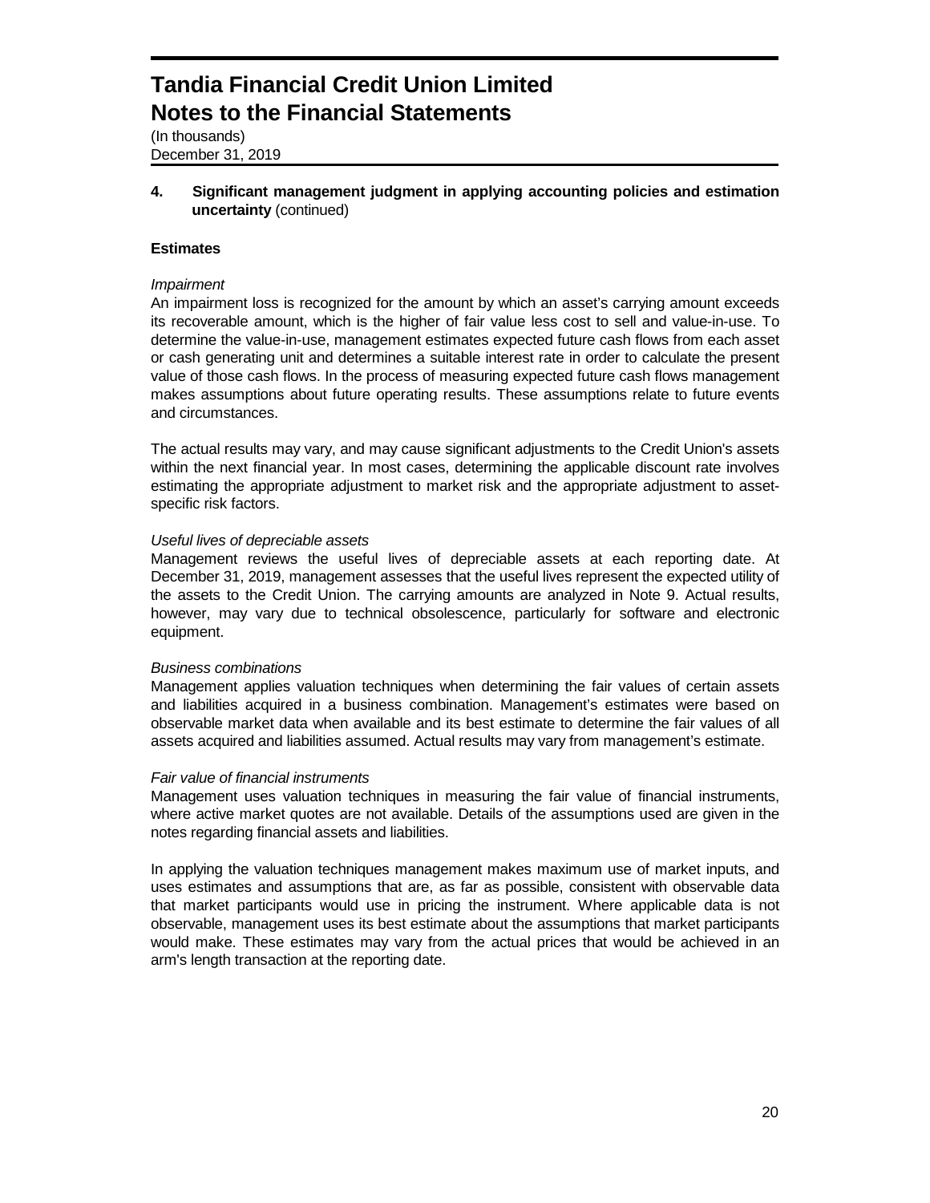## 4. Significant management judgment in applying accounting policies and estimation uncertainty (continued)

### Estimates

*Impairment*
An impairment loss is recognized for the amount by which an asset's carrying amount exceeds its recoverable amount, which is the higher of fair value less cost to sell and value-in-use. To determine the value-in-use, management estimates expected future cash flows from each asset or cash generating unit and determines a suitable interest rate in order to calculate the present value of those cash flows. In the process of measuring expected future cash flows management makes assumptions about future operating results. These assumptions relate to future events and circumstances.

The actual results may vary, and may cause significant adjustments to the Credit Union's assets within the next financial year. In most cases, determining the applicable discount rate involves estimating the appropriate adjustment to market risk and the appropriate adjustment to asset-specific risk factors.

*Useful lives of depreciable assets*
Management reviews the useful lives of depreciable assets at each reporting date. At December 31, 2019, management assesses that the useful lives represent the expected utility of the assets to the Credit Union. The carrying amounts are analyzed in Note 9. Actual results, however, may vary due to technical obsolescence, particularly for software and electronic equipment.

*Business combinations*
Management applies valuation techniques when determining the fair values of certain assets and liabilities acquired in a business combination. Management's estimates were based on observable market data when available and its best estimate to determine the fair values of all assets acquired and liabilities assumed. Actual results may vary from management's estimate.

*Fair value of financial instruments*
Management uses valuation techniques in measuring the fair value of financial instruments, where active market quotes are not available. Details of the assumptions used are given in the notes regarding financial assets and liabilities.

In applying the valuation techniques management makes maximum use of market inputs, and uses estimates and assumptions that are, as far as possible, consistent with observable data that market participants would use in pricing the instrument. Where applicable data is not observable, management uses its best estimate about the assumptions that market participants would make. These estimates may vary from the actual prices that would be achieved in an arm's length transaction at the reporting date.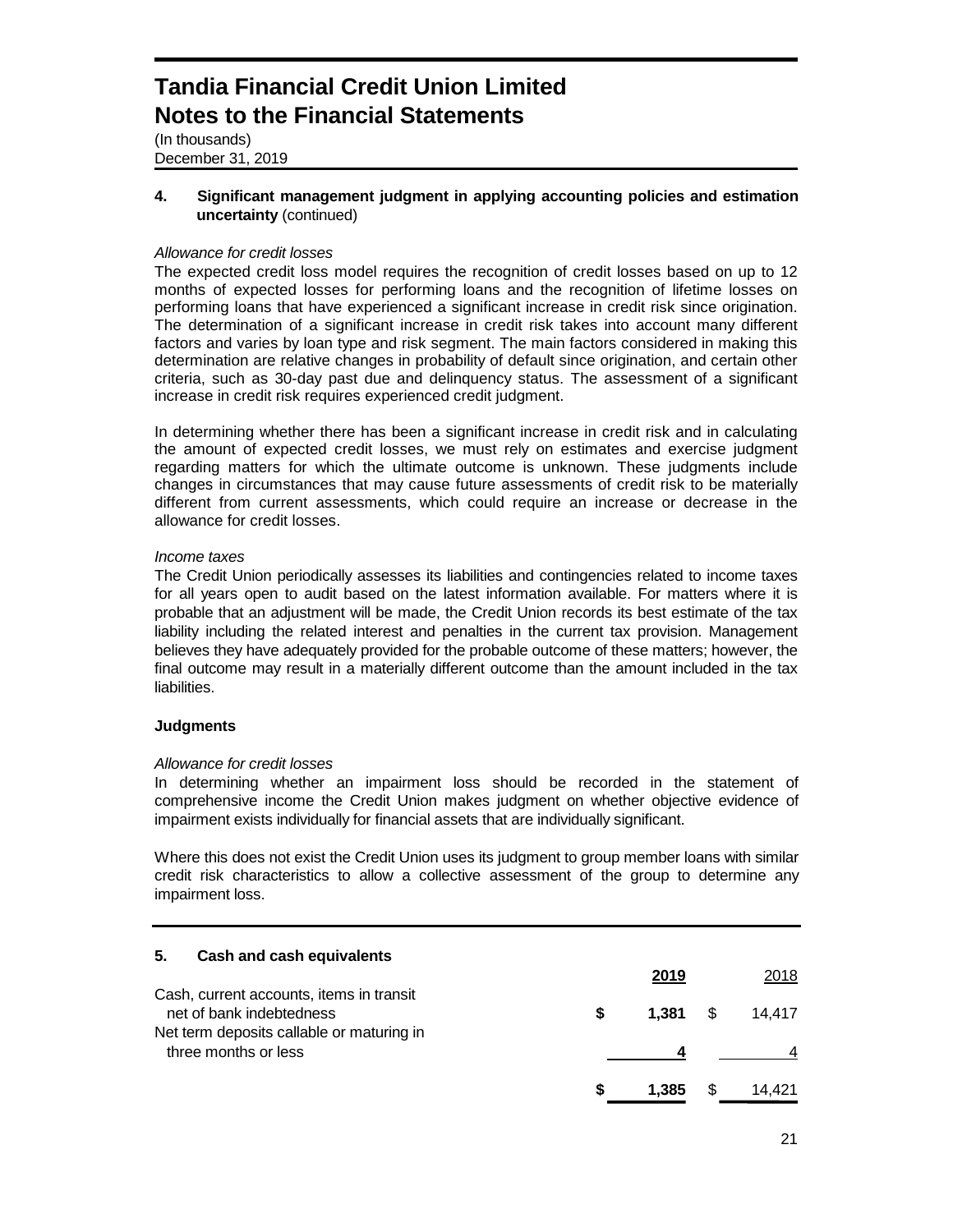# Tandia Financial Credit Union Limited
# Notes to the Financial Statements

(In thousands)
December 31, 2019

## 4. Significant management judgment in applying accounting policies and estimation uncertainty (continued)

*Allowance for credit losses*

The expected credit loss model requires the recognition of credit losses based on up to 12 months of expected losses for performing loans and the recognition of lifetime losses on performing loans that have experienced a significant increase in credit risk since origination. The determination of a significant increase in credit risk takes into account many different factors and varies by loan type and risk segment. The main factors considered in making this determination are relative changes in probability of default since origination, and certain other criteria, such as 30-day past due and delinquency status. The assessment of a significant increase in credit risk requires experienced credit judgment.

In determining whether there has been a significant increase in credit risk and in calculating the amount of expected credit losses, we must rely on estimates and exercise judgment regarding matters for which the ultimate outcome is unknown. These judgments include changes in circumstances that may cause future assessments of credit risk to be materially different from current assessments, which could require an increase or decrease in the allowance for credit losses.

*Income taxes*

The Credit Union periodically assesses its liabilities and contingencies related to income taxes for all years open to audit based on the latest information available. For matters where it is probable that an adjustment will be made, the Credit Union records its best estimate of the tax liability including the related interest and penalties in the current tax provision. Management believes they have adequately provided for the probable outcome of these matters; however, the final outcome may result in a materially different outcome than the amount included in the tax liabilities.

**Judgments**

*Allowance for credit losses*

In determining whether an impairment loss should be recorded in the statement of comprehensive income the Credit Union makes judgment on whether objective evidence of impairment exists individually for financial assets that are individually significant.

Where this does not exist the Credit Union uses its judgment to group member loans with similar credit risk characteristics to allow a collective assessment of the group to determine any impairment loss.

## 5. Cash and cash equivalents

| | 2019 | 2018 |
|---|---|---|
| Cash, current accounts, items in transit net of bank indebtedness | $ 1,381 | $ 14,417 |
| Net term deposits callable or maturing in three months or less | 4 | 4 |
| | $ 1,385 | $ 14,421 |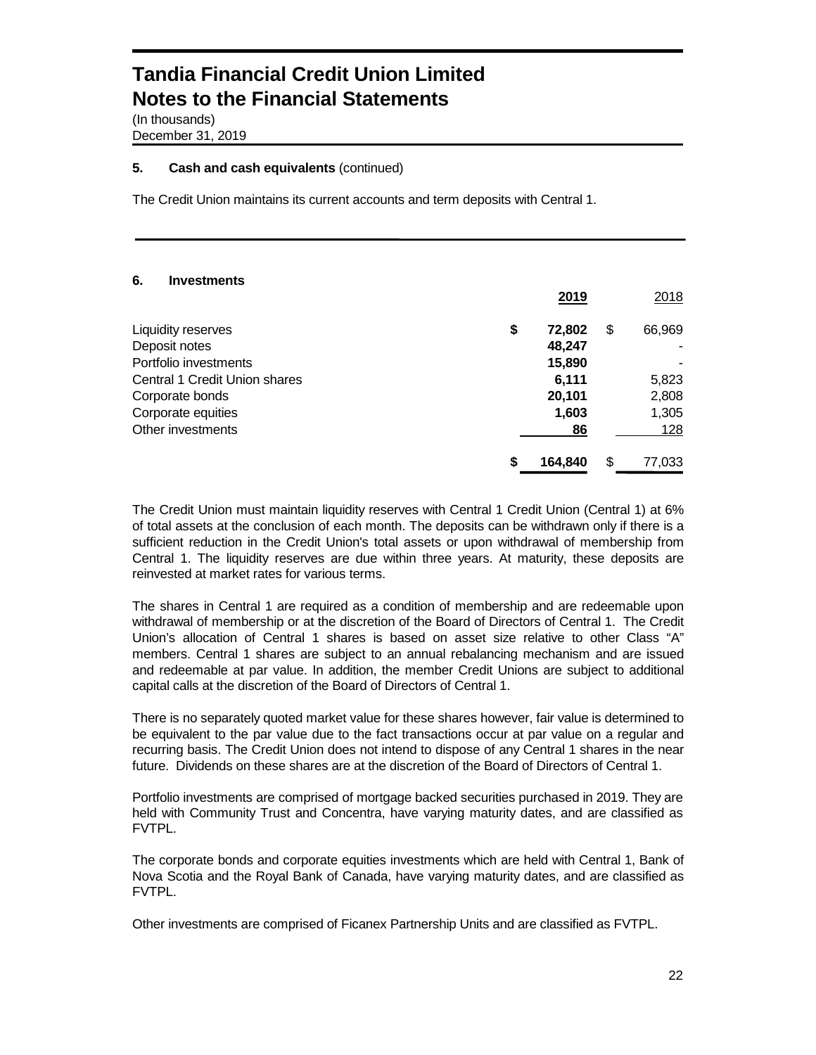# Tandia Financial Credit Union Limited
# Notes to the Financial Statements

(In thousands)
December 31, 2019

### 5. Cash and cash equivalents (continued)

The Credit Union maintains its current accounts and term deposits with Central 1.

### 6. Investments

| | 2019 | 2018 |
|---|---|---|
| Liquidity reserves | $ 72,802 | $ 66,969 |
| Deposit notes | 48,247 | - |
| Portfolio investments | 15,890 | - |
| Central 1 Credit Union shares | 6,111 | 5,823 |
| Corporate bonds | 20,101 | 2,808 |
| Corporate equities | 1,603 | 1,305 |
| Other investments | 86 | 128 |
| | $ 164,840 | $ 77,033 |

The Credit Union must maintain liquidity reserves with Central 1 Credit Union (Central 1) at 6% of total assets at the conclusion of each month. The deposits can be withdrawn only if there is a sufficient reduction in the Credit Union's total assets or upon withdrawal of membership from Central 1. The liquidity reserves are due within three years. At maturity, these deposits are reinvested at market rates for various terms.

The shares in Central 1 are required as a condition of membership and are redeemable upon withdrawal of membership or at the discretion of the Board of Directors of Central 1. The Credit Union's allocation of Central 1 shares is based on asset size relative to other Class "A" members. Central 1 shares are subject to an annual rebalancing mechanism and are issued and redeemable at par value. In addition, the member Credit Unions are subject to additional capital calls at the discretion of the Board of Directors of Central 1.

There is no separately quoted market value for these shares however, fair value is determined to be equivalent to the par value due to the fact transactions occur at par value on a regular and recurring basis. The Credit Union does not intend to dispose of any Central 1 shares in the near future. Dividends on these shares are at the discretion of the Board of Directors of Central 1.

Portfolio investments are comprised of mortgage backed securities purchased in 2019. They are held with Community Trust and Concentra, have varying maturity dates, and are classified as FVTPL.

The corporate bonds and corporate equities investments which are held with Central 1, Bank of Nova Scotia and the Royal Bank of Canada, have varying maturity dates, and are classified as FVTPL.

Other investments are comprised of Ficanex Partnership Units and are classified as FVTPL.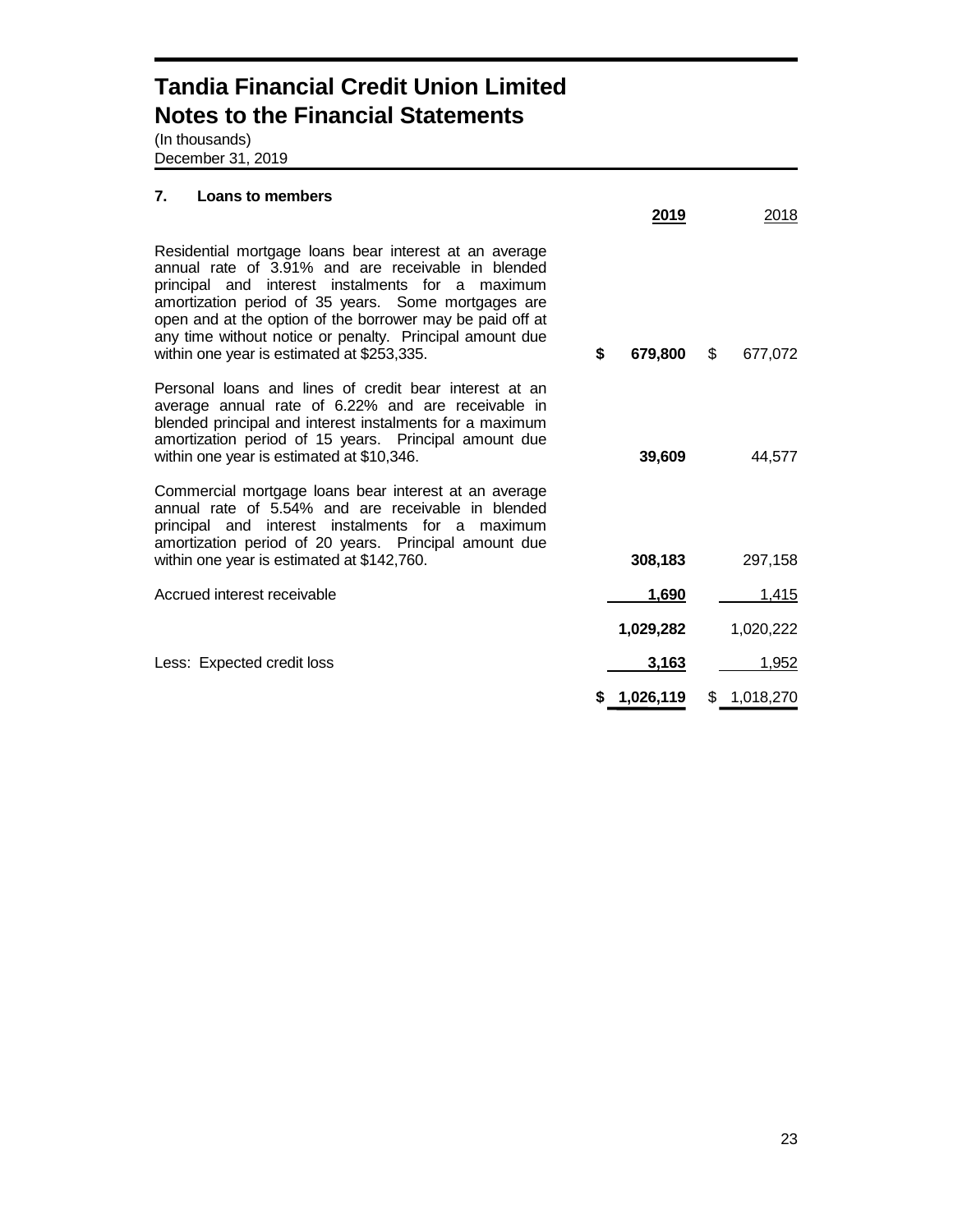# Tandia Financial Credit Union Limited
# Notes to the Financial Statements

(In thousands)
December 31, 2019

### 7. Loans to members

| | 2019 | 2018 |
|---|---|---|
| Residential mortgage loans bear interest at an average annual rate of 3.91% and are receivable in blended principal and interest instalments for a maximum amortization period of 35 years. Some mortgages are open and at the option of the borrower may be paid off at any time without notice or penalty. Principal amount due within one year is estimated at $253,335. | **$ 679,800** | $ 677,072 |
| Personal loans and lines of credit bear interest at an average annual rate of 6.22% and are receivable in blended principal and interest instalments for a maximum amortization period of 15 years. Principal amount due within one year is estimated at $10,346. | **39,609** | 44,577 |
| Commercial mortgage loans bear interest at an average annual rate of 5.54% and are receivable in blended principal and interest instalments for a maximum amortization period of 20 years. Principal amount due within one year is estimated at $142,760. | **308,183** | 297,158 |
| Accrued interest receivable | **1,690** | 1,415 |
| | **1,029,282** | 1,020,222 |
| Less: Expected credit loss | **3,163** | 1,952 |
| | **$ 1,026,119** | $ 1,018,270 |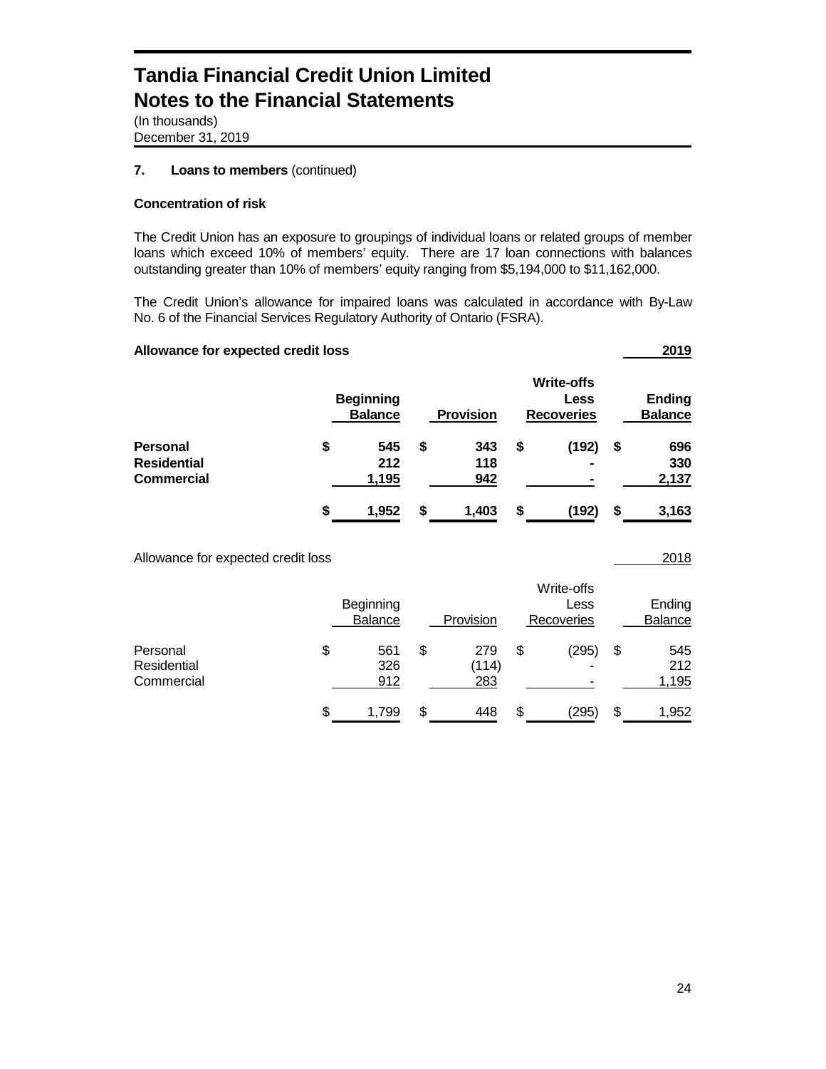# Tandia Financial Credit Union Limited
# Notes to the Financial Statements

(In thousands)
December 31, 2019

### 7. Loans to members (continued)

**Concentration of risk**

The Credit Union has an exposure to groupings of individual loans or related groups of member loans which exceed 10% of members' equity. There are 17 loan connections with balances outstanding greater than 10% of members' equity ranging from $5,194,000 to $11,162,000.

The Credit Union's allowance for impaired loans was calculated in accordance with By-Law No. 6 of the Financial Services Regulatory Authority of Ontario (FSRA).

**Allowance for expected credit loss** **2019**

| | **Beginning Balance** | **Provision** | **Write-offs Less Recoveries** | **Ending Balance** |
|---|---|---|---|---|
| **Personal** | **$ 545** | **$ 343** | **$ (192)** | **$ 696** |
| **Residential** | **212** | **118** | **-** | **330** |
| **Commercial** | **1,195** | **942** | **-** | **2,137** |
| | **$ 1,952** | **$ 1,403** | **$ (192)** | **$ 3,163** |

Allowance for expected credit loss 2018

| | Beginning Balance | Provision | Write-offs Less Recoveries | Ending Balance |
|---|---|---|---|---|
| Personal | $ 561 | $ 279 | $ (295) | $ 545 |
| Residential | 326 | (114) | - | 212 |
| Commercial | 912 | 283 | - | 1,195 |
| | $ 1,799 | $ 448 | $ (295) | $ 1,952 |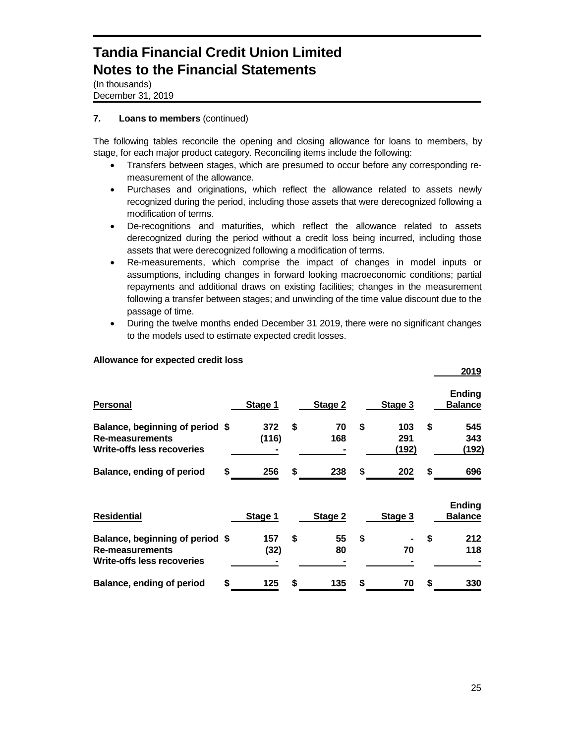# Tandia Financial Credit Union Limited
# Notes to the Financial Statements

(In thousands)
December 31, 2019

**7. Loans to members** (continued)

The following tables reconcile the opening and closing allowance for loans to members, by stage, for each major product category. Reconciling items include the following:

- Transfers between stages, which are presumed to occur before any corresponding re-measurement of the allowance.
- Purchases and originations, which reflect the allowance related to assets newly recognized during the period, including those assets that were derecognized following a modification of terms.
- De-recognitions and maturities, which reflect the allowance related to assets derecognized during the period without a credit loss being incurred, including those assets that were derecognized following a modification of terms.
- Re-measurements, which comprise the impact of changes in model inputs or assumptions, including changes in forward looking macroeconomic conditions; partial repayments and additional draws on existing facilities; changes in the measurement following a transfer between stages; and unwinding of the time value discount due to the passage of time.
- During the twelve months ended December 31 2019, there were no significant changes to the models used to estimate expected credit losses.

**Allowance for expected credit loss**

| | | | | 2019 |
|---|---|---|---|---|
| **Personal** | **Stage 1** | **Stage 2** | **Stage 3** | **Ending Balance** |
| **Balance, beginning of period** | $ 372 | $ 70 | $ 103 | $ 545 |
| **Re-measurements** | (116) | 168 | 291 | 343 |
| **Write-offs less recoveries** | - | - | (192) | (192) |
| **Balance, ending of period** | $ 256 | $ 238 | $ 202 | $ 696 |

| **Residential** | **Stage 1** | **Stage 2** | **Stage 3** | **Ending Balance** |
|---|---|---|---|---|
| **Balance, beginning of period** | $ 157 | $ 55 | $ - | $ 212 |
| **Re-measurements** | (32) | 80 | 70 | 118 |
| **Write-offs less recoveries** | - | - | - | - |
| **Balance, ending of period** | $ 125 | $ 135 | $ 70 | $ 330 |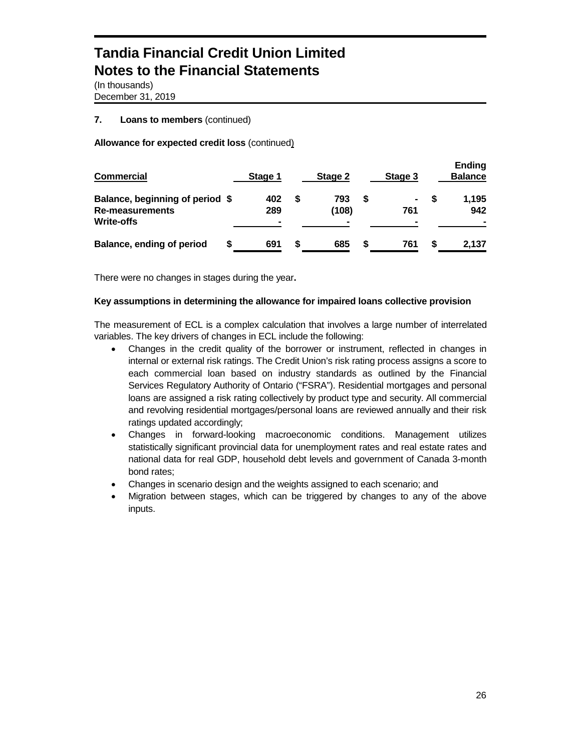# Tandia Financial Credit Union Limited
# Notes to the Financial Statements

(In thousands)
December 31, 2019

## 7. Loans to members (continued)

**Allowance for expected credit loss** (continued)

| Commercial | Stage 1 | Stage 2 | Stage 3 | Ending Balance |
|---|---|---|---|---|
| **Balance, beginning of period** | $ 402 | $ 793 | $ - | $ 1,195 |
| **Re-measurements** | 289 | (108) | 761 | 942 |
| **Write-offs** | - | - | - | - |
| **Balance, ending of period** | $ 691 | $ 685 | $ 761 | $ 2,137 |

There were no changes in stages during the year.

**Key assumptions in determining the allowance for impaired loans collective provision**

The measurement of ECL is a complex calculation that involves a large number of interrelated variables. The key drivers of changes in ECL include the following:

- Changes in the credit quality of the borrower or instrument, reflected in changes in internal or external risk ratings. The Credit Union's risk rating process assigns a score to each commercial loan based on industry standards as outlined by the Financial Services Regulatory Authority of Ontario ("FSRA"). Residential mortgages and personal loans are assigned a risk rating collectively by product type and security. All commercial and revolving residential mortgages/personal loans are reviewed annually and their risk ratings updated accordingly;
- Changes in forward-looking macroeconomic conditions. Management utilizes statistically significant provincial data for unemployment rates and real estate rates and national data for real GDP, household debt levels and government of Canada 3-month bond rates;
- Changes in scenario design and the weights assigned to each scenario; and
- Migration between stages, which can be triggered by changes to any of the above inputs.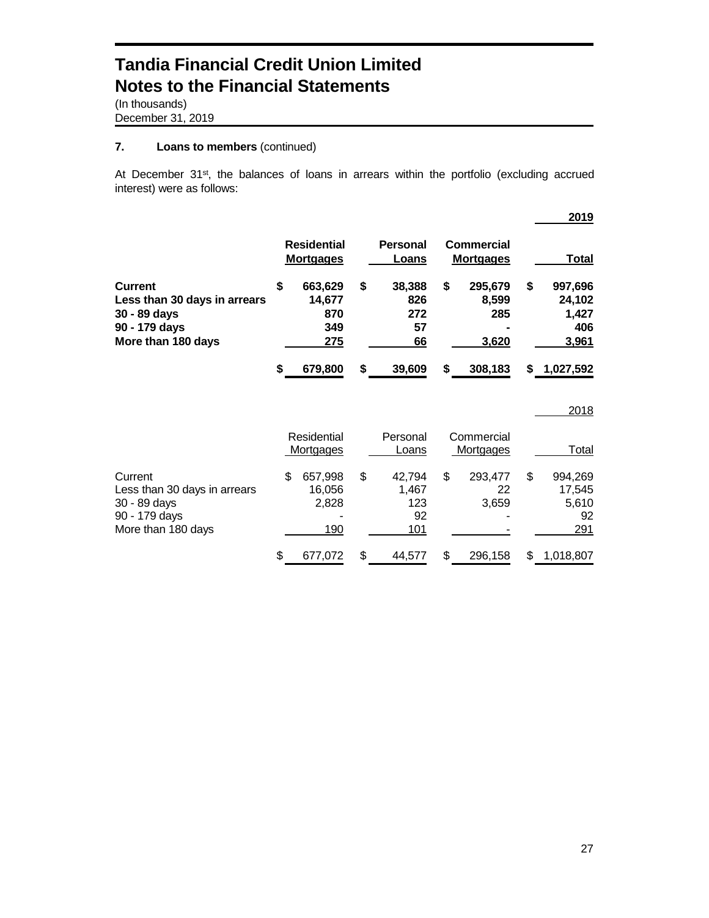# Tandia Financial Credit Union Limited
# Notes to the Financial Statements

(In thousands)
December 31, 2019

## 7. Loans to members (continued)

At December 31st, the balances of loans in arrears within the portfolio (excluding accrued interest) were as follows:

**2019**

| | Residential Mortgages | Personal Loans | Commercial Mortgages | Total |
|---|---|---|---|---|
| **Current** | **$ 663,629** | **$ 38,388** | **$ 295,679** | **$ 997,696** |
| **Less than 30 days in arrears** | **14,677** | **826** | **8,599** | **24,102** |
| **30 - 89 days** | **870** | **272** | **285** | **1,427** |
| **90 - 179 days** | **349** | **57** | **-** | **406** |
| **More than 180 days** | **275** | **66** | **3,620** | **3,961** |
| | **$ 679,800** | **$ 39,609** | **$ 308,183** | **$ 1,027,592** |

2018

| | Residential Mortgages | Personal Loans | Commercial Mortgages | Total |
|---|---|---|---|---|
| Current | $ 657,998 | $ 42,794 | $ 293,477 | $ 994,269 |
| Less than 30 days in arrears | 16,056 | 1,467 | 22 | 17,545 |
| 30 - 89 days | 2,828 | 123 | 3,659 | 5,610 |
| 90 - 179 days | - | 92 | - | 92 |
| More than 180 days | 190 | 101 | - | 291 |
| | $ 677,072 | $ 44,577 | $ 296,158 | $ 1,018,807 |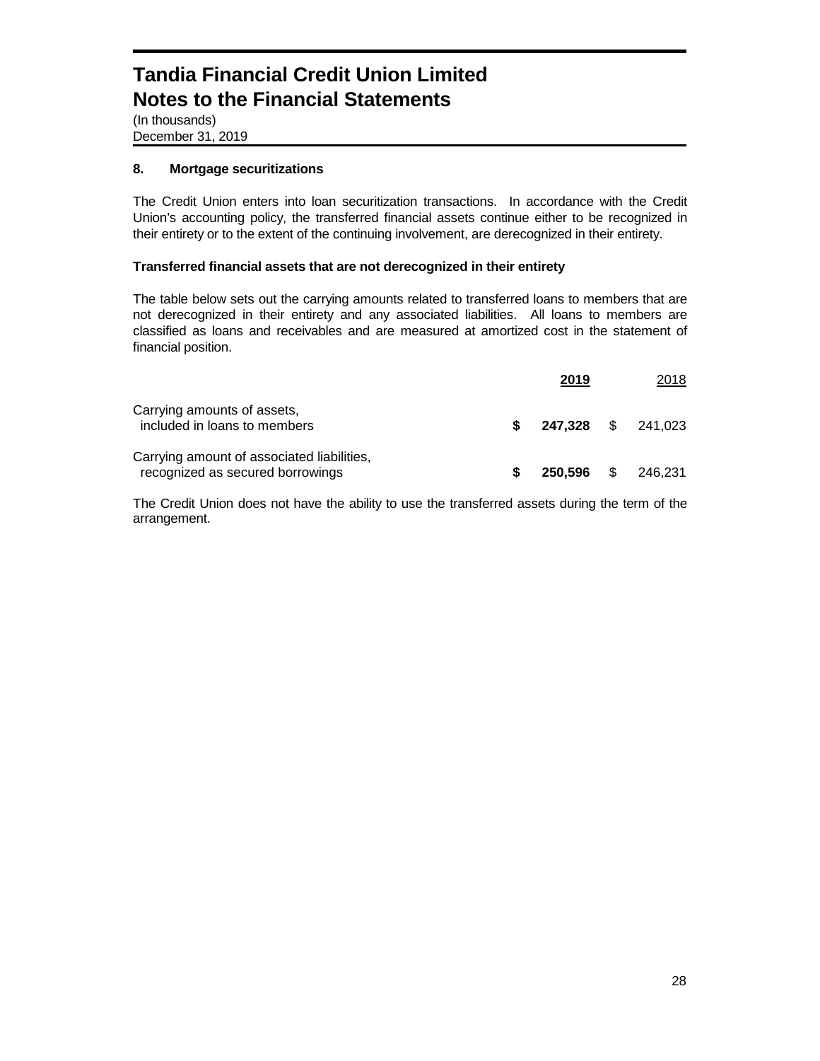# Tandia Financial Credit Union Limited
# Notes to the Financial Statements

(In thousands)
December 31, 2019

### 8. Mortgage securitizations

The Credit Union enters into loan securitization transactions. In accordance with the Credit Union's accounting policy, the transferred financial assets continue either to be recognized in their entirety or to the extent of the continuing involvement, are derecognized in their entirety.

**Transferred financial assets that are not derecognized in their entirety**

The table below sets out the carrying amounts related to transferred loans to members that are not derecognized in their entirety and any associated liabilities. All loans to members are classified as loans and receivables and are measured at amortized cost in the statement of financial position.

| | **2019** | 2018 |
|---|---|---|
| Carrying amounts of assets, included in loans to members | **$ 247,328** | $ 241,023 |
| Carrying amount of associated liabilities, recognized as secured borrowings | **$ 250,596** | $ 246,231 |

The Credit Union does not have the ability to use the transferred assets during the term of the arrangement.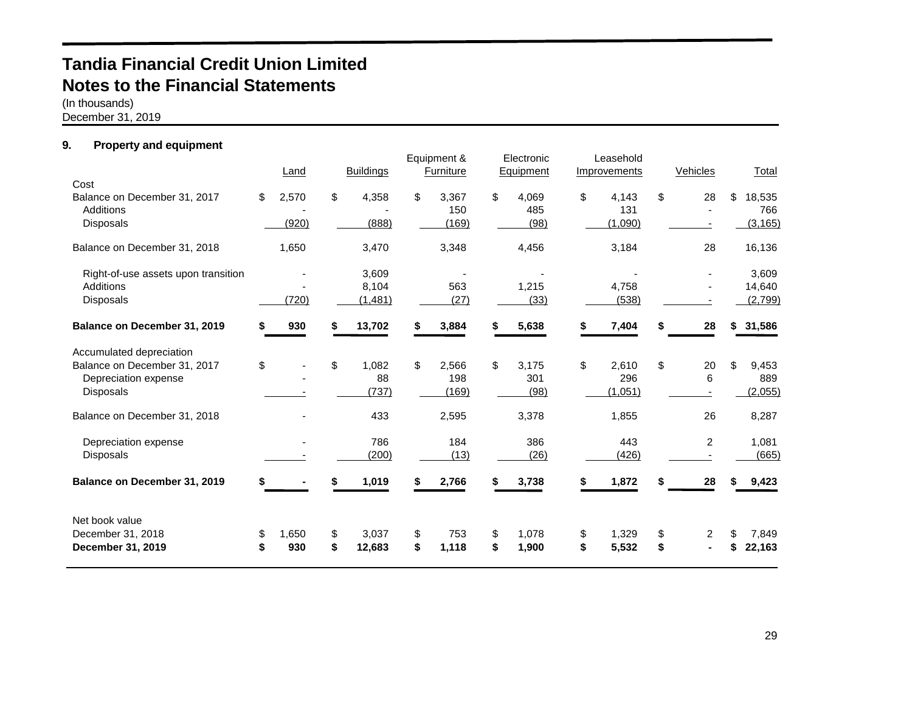# Tandia Financial Credit Union Limited
# Notes to the Financial Statements

(In thousands)
December 31, 2019

## 9. Property and equipment

| | Land | Buildings | Equipment & Furniture | Electronic Equipment | Leasehold Improvements | Vehicles | Total |
|---|---|---|---|---|---|---|---|
| Cost | | | | | | | |
| Balance on December 31, 2017 | $ 2,570 | $ 4,358 | $ 3,367 | $ 4,069 | $ 4,143 | $ 28 | $ 18,535 |
| Additions | - | - | 150 | 485 | 131 | - | 766 |
| Disposals | (920) | (888) | (169) | (98) | (1,090) | - | (3,165) |
| Balance on December 31, 2018 | 1,650 | 3,470 | 3,348 | 4,456 | 3,184 | 28 | 16,136 |
| Right-of-use assets upon transition | - | 3,609 | - | - | - | - | 3,609 |
| Additions | - | 8,104 | 563 | 1,215 | 4,758 | - | 14,640 |
| Disposals | (720) | (1,481) | (27) | (33) | (538) | - | (2,799) |
| **Balance on December 31, 2019** | **$ 930** | **$ 13,702** | **$ 3,884** | **$ 5,638** | **$ 7,404** | **$ 28** | **$ 31,586** |
| Accumulated depreciation | | | | | | | |
| Balance on December 31, 2017 | $ - | $ 1,082 | $ 2,566 | $ 3,175 | $ 2,610 | $ 20 | $ 9,453 |
| Depreciation expense | - | 88 | 198 | 301 | 296 | 6 | 889 |
| Disposals | - | (737) | (169) | (98) | (1,051) | - | (2,055) |
| Balance on December 31, 2018 | - | 433 | 2,595 | 3,378 | 1,855 | 26 | 8,287 |
| Depreciation expense | - | 786 | 184 | 386 | 443 | 2 | 1,081 |
| Disposals | - | (200) | (13) | (26) | (426) | - | (665) |
| **Balance on December 31, 2019** | **$ -** | **$ 1,019** | **$ 2,766** | **$ 3,738** | **$ 1,872** | **$ 28** | **$ 9,423** |
| Net book value | | | | | | | |
| December 31, 2018 | $ 1,650 | $ 3,037 | $ 753 | $ 1,078 | $ 1,329 | $ 2 | $ 7,849 |
| **December 31, 2019** | **$ 930** | **$ 12,683** | **$ 1,118** | **$ 1,900** | **$ 5,532** | **$ -** | **$ 22,163** |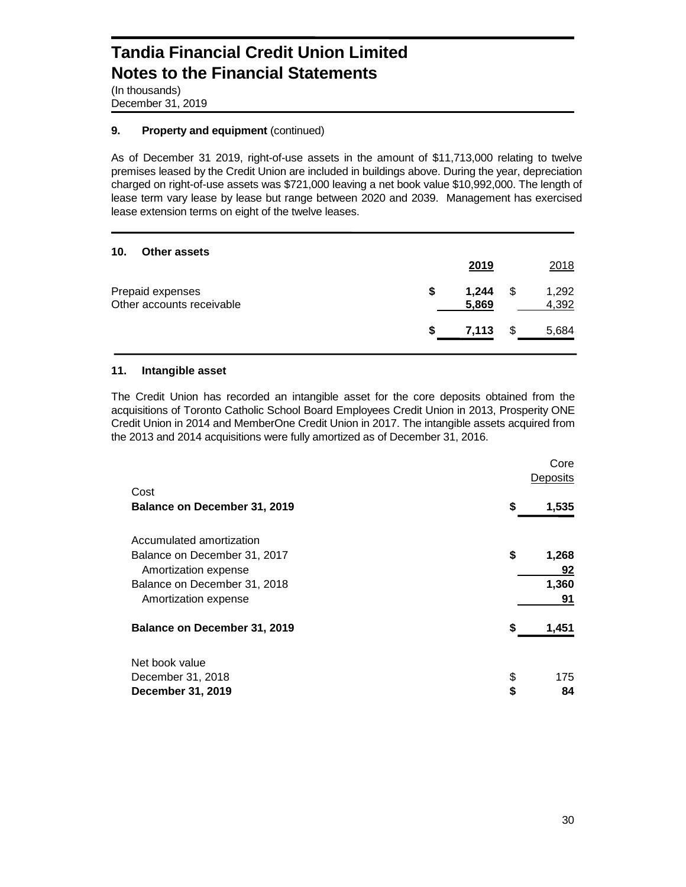# Tandia Financial Credit Union Limited
# Notes to the Financial Statements

(In thousands)
December 31, 2019

## 9. Property and equipment (continued)

As of December 31 2019, right-of-use assets in the amount of $11,713,000 relating to twelve premises leased by the Credit Union are included in buildings above. During the year, depreciation charged on right-of-use assets was $721,000 leaving a net book value $10,992,000. The length of lease term vary lease by lease but range between 2020 and 2039. Management has exercised lease extension terms on eight of the twelve leases.

## 10. Other assets

| | 2019 | 2018 |
|---|---|---|
| Prepaid expenses | **$ 1,244** | $ 1,292 |
| Other accounts receivable | **5,869** | 4,392 |
| | **$ 7,113** | $ 5,684 |

## 11. Intangible asset

The Credit Union has recorded an intangible asset for the core deposits obtained from the acquisitions of Toronto Catholic School Board Employees Credit Union in 2013, Prosperity ONE Credit Union in 2014 and MemberOne Credit Union in 2017. The intangible assets acquired from the 2013 and 2014 acquisitions were fully amortized as of December 31, 2016.

| | Core Deposits |
|---|---|
| Cost | |
| **Balance on December 31, 2019** | **$ 1,535** |
| | |
| Accumulated amortization | |
| Balance on December 31, 2017 | **$ 1,268** |
| Amortization expense | **92** |
| Balance on December 31, 2018 | **1,360** |
| Amortization expense | **91** |
| **Balance on December 31, 2019** | **$ 1,451** |
| | |
| Net book value | |
| December 31, 2018 | $ 175 |
| **December 31, 2019** | **$ 84** |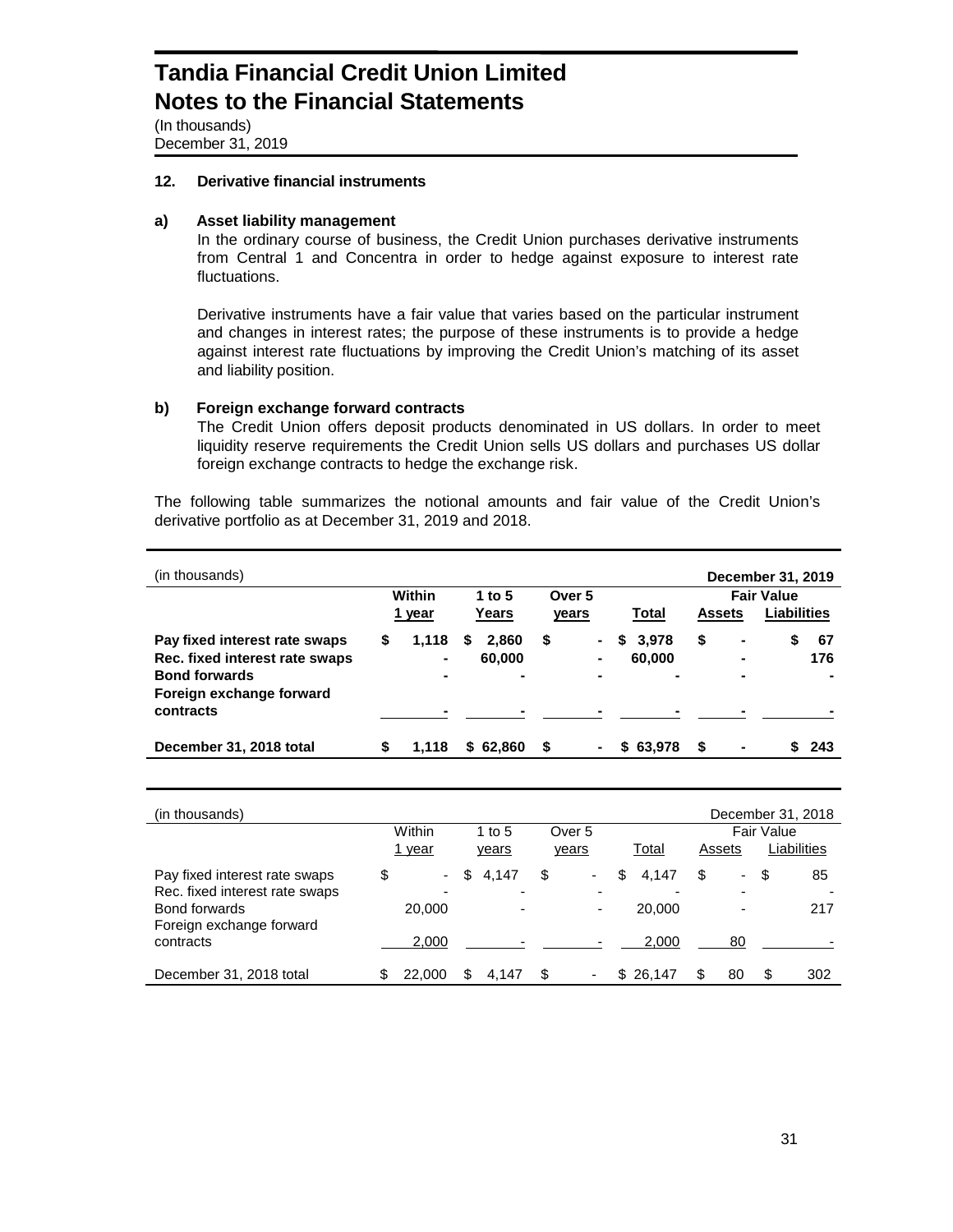# Tandia Financial Credit Union Limited
# Notes to the Financial Statements

(In thousands)
December 31, 2019

## 12. Derivative financial instruments

### a) Asset liability management

In the ordinary course of business, the Credit Union purchases derivative instruments from Central 1 and Concentra in order to hedge against exposure to interest rate fluctuations.

Derivative instruments have a fair value that varies based on the particular instrument and changes in interest rates; the purpose of these instruments is to provide a hedge against interest rate fluctuations by improving the Credit Union's matching of its asset and liability position.

### b) Foreign exchange forward contracts

The Credit Union offers deposit products denominated in US dollars. In order to meet liquidity reserve requirements the Credit Union sells US dollars and purchases US dollar foreign exchange contracts to hedge the exchange risk.

The following table summarizes the notional amounts and fair value of the Credit Union's derivative portfolio as at December 31, 2019 and 2018.

| (in thousands) | | | | | **December 31, 2019** | |
|---|---|---|---|---|---|---|
| | **Within** | **1 to 5** | **Over 5** | | **Fair Value** | |
| | **1 year** | **Years** | **years** | **Total** | **Assets** | **Liabilities** |
| **Pay fixed interest rate swaps** | **$ 1,118** | **$ 2,860** | **$ -** | **$ 3,978** | **$ -** | **$ 67** |
| **Rec. fixed interest rate swaps** | **-** | **60,000** | **-** | **60,000** | **-** | **176** |
| **Bond forwards** | **-** | **-** | **-** | **-** | **-** | **-** |
| **Foreign exchange forward contracts** | **-** | **-** | **-** | **-** | **-** | **-** |
| **December 31, 2018 total** | **$ 1,118** | **$ 62,860** | **$ -** | **$ 63,978** | **$ -** | **$ 243** |

| (in thousands) | | | | | December 31, 2018 | |
|---|---|---|---|---|---|---|
| | Within | 1 to 5 | Over 5 | | Fair Value | |
| | 1 year | years | years | Total | Assets | Liabilities |
| Pay fixed interest rate swaps | $ - | $ 4,147 | $ - | $ 4,147 | $ - | $ 85 |
| Rec. fixed interest rate swaps | - | - | - | - | - | - |
| Bond forwards | 20,000 | - | - | 20,000 | - | 217 |
| Foreign exchange forward contracts | 2,000 | - | - | 2,000 | 80 | - |
| December 31, 2018 total | $ 22,000 | $ 4,147 | $ - | $ 26,147 | $ 80 | $ 302 |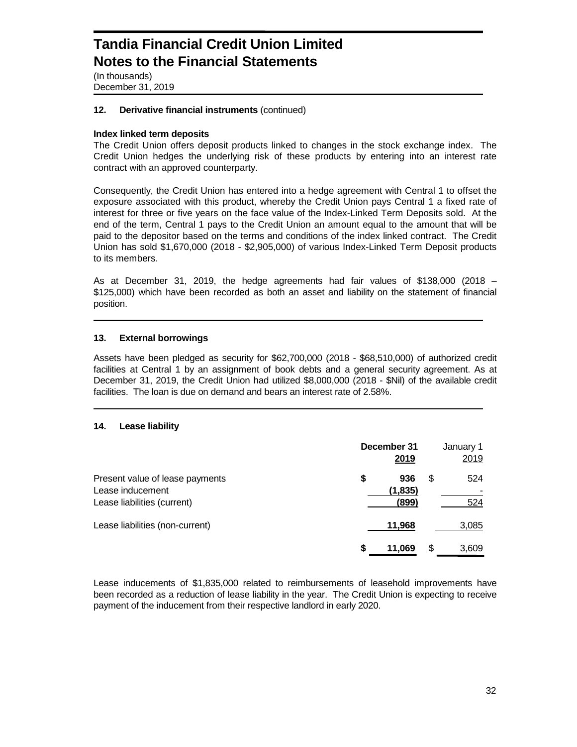# Tandia Financial Credit Union Limited
# Notes to the Financial Statements

(In thousands)
December 31, 2019

### 12. Derivative financial instruments (continued)

**Index linked term deposits**

The Credit Union offers deposit products linked to changes in the stock exchange index. The Credit Union hedges the underlying risk of these products by entering into an interest rate contract with an approved counterparty.

Consequently, the Credit Union has entered into a hedge agreement with Central 1 to offset the exposure associated with this product, whereby the Credit Union pays Central 1 a fixed rate of interest for three or five years on the face value of the Index-Linked Term Deposits sold. At the end of the term, Central 1 pays to the Credit Union an amount equal to the amount that will be paid to the depositor based on the terms and conditions of the index linked contract. The Credit Union has sold $1,670,000 (2018 - $2,905,000) of various Index-Linked Term Deposit products to its members.

As at December 31, 2019, the hedge agreements had fair values of $138,000 (2018 – $125,000) which have been recorded as both an asset and liability on the statement of financial position.

### 13. External borrowings

Assets have been pledged as security for $62,700,000 (2018 - $68,510,000) of authorized credit facilities at Central 1 by an assignment of book debts and a general security agreement. As at December 31, 2019, the Credit Union had utilized $8,000,000 (2018 - $Nil) of the available credit facilities. The loan is due on demand and bears an interest rate of 2.58%.

### 14. Lease liability

| | December 31 2019 | January 1 2019 |
|---|---|---|
| Present value of lease payments | $ 936 | $ 524 |
| Lease inducement | (1,835) | - |
| Lease liabilities (current) | (899) | 524 |
| Lease liabilities (non-current) | 11,968 | 3,085 |
| | $ 11,069 | $ 3,609 |

Lease inducements of $1,835,000 related to reimbursements of leasehold improvements have been recorded as a reduction of lease liability in the year. The Credit Union is expecting to receive payment of the inducement from their respective landlord in early 2020.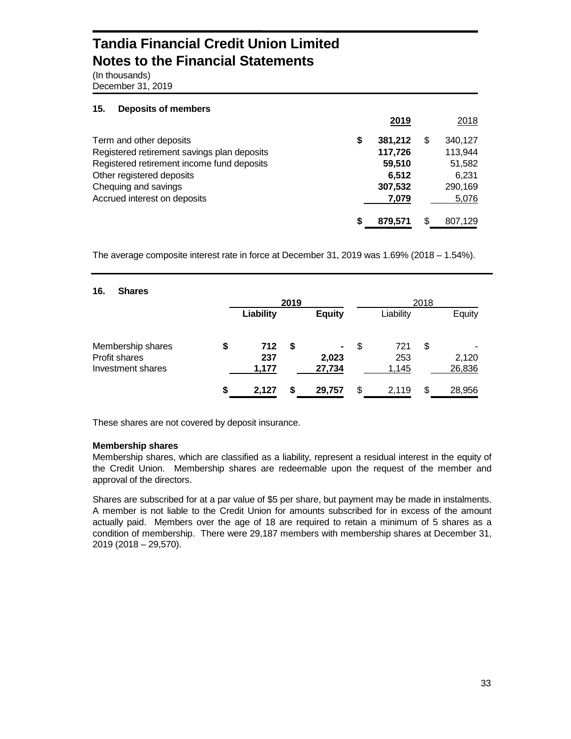# Tandia Financial Credit Union Limited
# Notes to the Financial Statements

(In thousands)
December 31, 2019

## 15. Deposits of members

| | 2019 | 2018 |
|---|---|---|
| Term and other deposits | $ 381,212 | $ 340,127 |
| Registered retirement savings plan deposits | 117,726 | 113,944 |
| Registered retirement income fund deposits | 59,510 | 51,582 |
| Other registered deposits | 6,512 | 6,231 |
| Chequing and savings | 307,532 | 290,169 |
| Accrued interest on deposits | 7,079 | 5,076 |
| | $ 879,571 | $ 807,129 |

The average composite interest rate in force at December 31, 2019 was 1.69% (2018 – 1.54%).

## 16. Shares

| | 2019 | | 2018 | |
|---|---|---|---|---|
| | Liability | Equity | Liability | Equity |
| Membership shares | $ 712 | $ - | $ 721 | $ - |
| Profit shares | 237 | 2,023 | 253 | 2,120 |
| Investment shares | 1,177 | 27,734 | 1,145 | 26,836 |
| | $ 2,127 | $ 29,757 | $ 2,119 | $ 28,956 |

These shares are not covered by deposit insurance.

**Membership shares**

Membership shares, which are classified as a liability, represent a residual interest in the equity of the Credit Union. Membership shares are redeemable upon the request of the member and approval of the directors.

Shares are subscribed for at a par value of $5 per share, but payment may be made in instalments. A member is not liable to the Credit Union for amounts subscribed for in excess of the amount actually paid. Members over the age of 18 are required to retain a minimum of 5 shares as a condition of membership. There were 29,187 members with membership shares at December 31, 2019 (2018 – 29,570).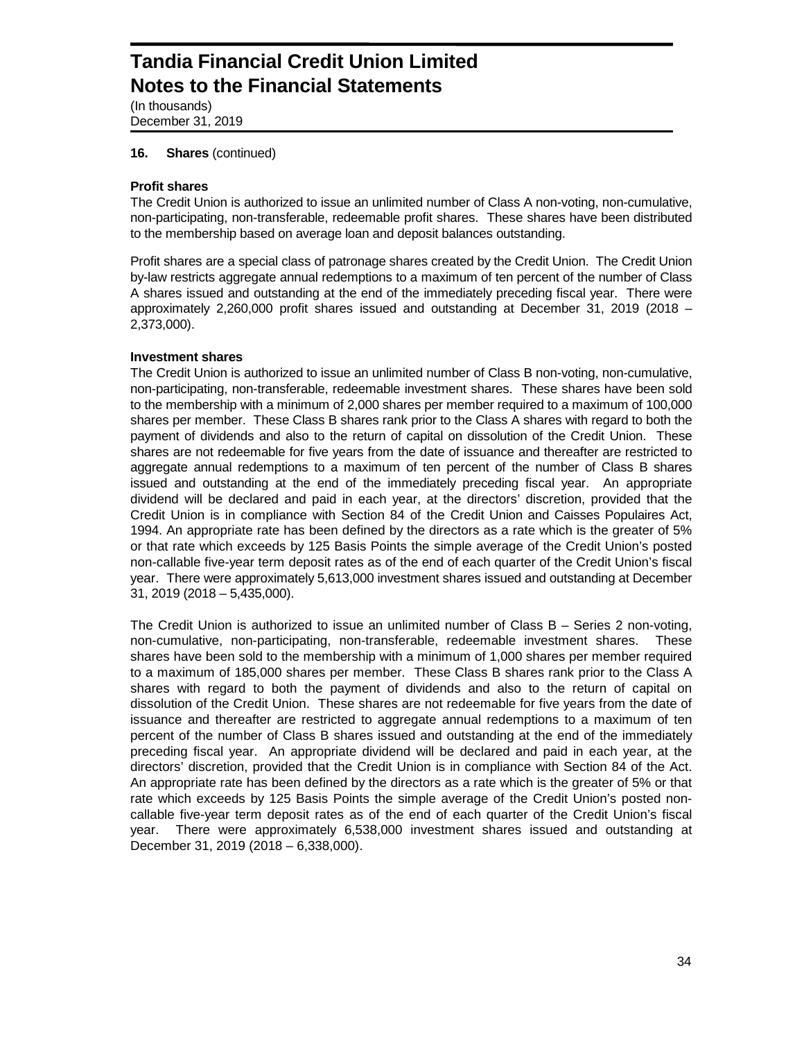# Tandia Financial Credit Union Limited
# Notes to the Financial Statements

(In thousands)
December 31, 2019

**16. Shares** (continued)

**Profit shares**

The Credit Union is authorized to issue an unlimited number of Class A non-voting, non-cumulative, non-participating, non-transferable, redeemable profit shares. These shares have been distributed to the membership based on average loan and deposit balances outstanding.

Profit shares are a special class of patronage shares created by the Credit Union. The Credit Union by-law restricts aggregate annual redemptions to a maximum of ten percent of the number of Class A shares issued and outstanding at the end of the immediately preceding fiscal year. There were approximately 2,260,000 profit shares issued and outstanding at December 31, 2019 (2018 – 2,373,000).

**Investment shares**

The Credit Union is authorized to issue an unlimited number of Class B non-voting, non-cumulative, non-participating, non-transferable, redeemable investment shares. These shares have been sold to the membership with a minimum of 2,000 shares per member required to a maximum of 100,000 shares per member. These Class B shares rank prior to the Class A shares with regard to both the payment of dividends and also to the return of capital on dissolution of the Credit Union. These shares are not redeemable for five years from the date of issuance and thereafter are restricted to aggregate annual redemptions to a maximum of ten percent of the number of Class B shares issued and outstanding at the end of the immediately preceding fiscal year. An appropriate dividend will be declared and paid in each year, at the directors' discretion, provided that the Credit Union is in compliance with Section 84 of the Credit Union and Caisses Populaires Act, 1994. An appropriate rate has been defined by the directors as a rate which is the greater of 5% or that rate which exceeds by 125 Basis Points the simple average of the Credit Union's posted non-callable five-year term deposit rates as of the end of each quarter of the Credit Union's fiscal year. There were approximately 5,613,000 investment shares issued and outstanding at December 31, 2019 (2018 – 5,435,000).

The Credit Union is authorized to issue an unlimited number of Class B – Series 2 non-voting, non-cumulative, non-participating, non-transferable, redeemable investment shares. These shares have been sold to the membership with a minimum of 1,000 shares per member required to a maximum of 185,000 shares per member. These Class B shares rank prior to the Class A shares with regard to both the payment of dividends and also to the return of capital on dissolution of the Credit Union. These shares are not redeemable for five years from the date of issuance and thereafter are restricted to aggregate annual redemptions to a maximum of ten percent of the number of Class B shares issued and outstanding at the end of the immediately preceding fiscal year. An appropriate dividend will be declared and paid in each year, at the directors' discretion, provided that the Credit Union is in compliance with Section 84 of the Act. An appropriate rate has been defined by the directors as a rate which is the greater of 5% or that rate which exceeds by 125 Basis Points the simple average of the Credit Union's posted non-callable five-year term deposit rates as of the end of each quarter of the Credit Union's fiscal year. There were approximately 6,538,000 investment shares issued and outstanding at December 31, 2019 (2018 – 6,338,000).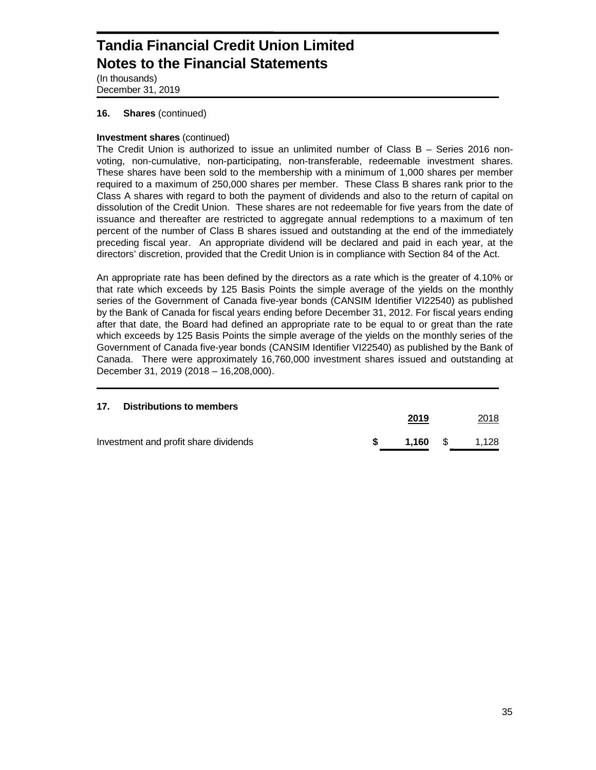# Tandia Financial Credit Union Limited
# Notes to the Financial Statements

(In thousands)
December 31, 2019

### 16. Shares (continued)

**Investment shares** (continued)

The Credit Union is authorized to issue an unlimited number of Class B – Series 2016 non-voting, non-cumulative, non-participating, non-transferable, redeemable investment shares. These shares have been sold to the membership with a minimum of 1,000 shares per member required to a maximum of 250,000 shares per member. These Class B shares rank prior to the Class A shares with regard to both the payment of dividends and also to the return of capital on dissolution of the Credit Union. These shares are not redeemable for five years from the date of issuance and thereafter are restricted to aggregate annual redemptions to a maximum of ten percent of the number of Class B shares issued and outstanding at the end of the immediately preceding fiscal year. An appropriate dividend will be declared and paid in each year, at the directors' discretion, provided that the Credit Union is in compliance with Section 84 of the Act.

An appropriate rate has been defined by the directors as a rate which is the greater of 4.10% or that rate which exceeds by 125 Basis Points the simple average of the yields on the monthly series of the Government of Canada five-year bonds (CANSIM Identifier VI22540) as published by the Bank of Canada for fiscal years ending before December 31, 2012. For fiscal years ending after that date, the Board had defined an appropriate rate to be equal to or great than the rate which exceeds by 125 Basis Points the simple average of the yields on the monthly series of the Government of Canada five-year bonds (CANSIM Identifier VI22540) as published by the Bank of Canada. There were approximately 16,760,000 investment shares issued and outstanding at December 31, 2019 (2018 – 16,208,000).

### 17. Distributions to members

| | 2019 | 2018 |
|---|---|---|
| Investment and profit share dividends | **$ 1,160** | $ 1,128 |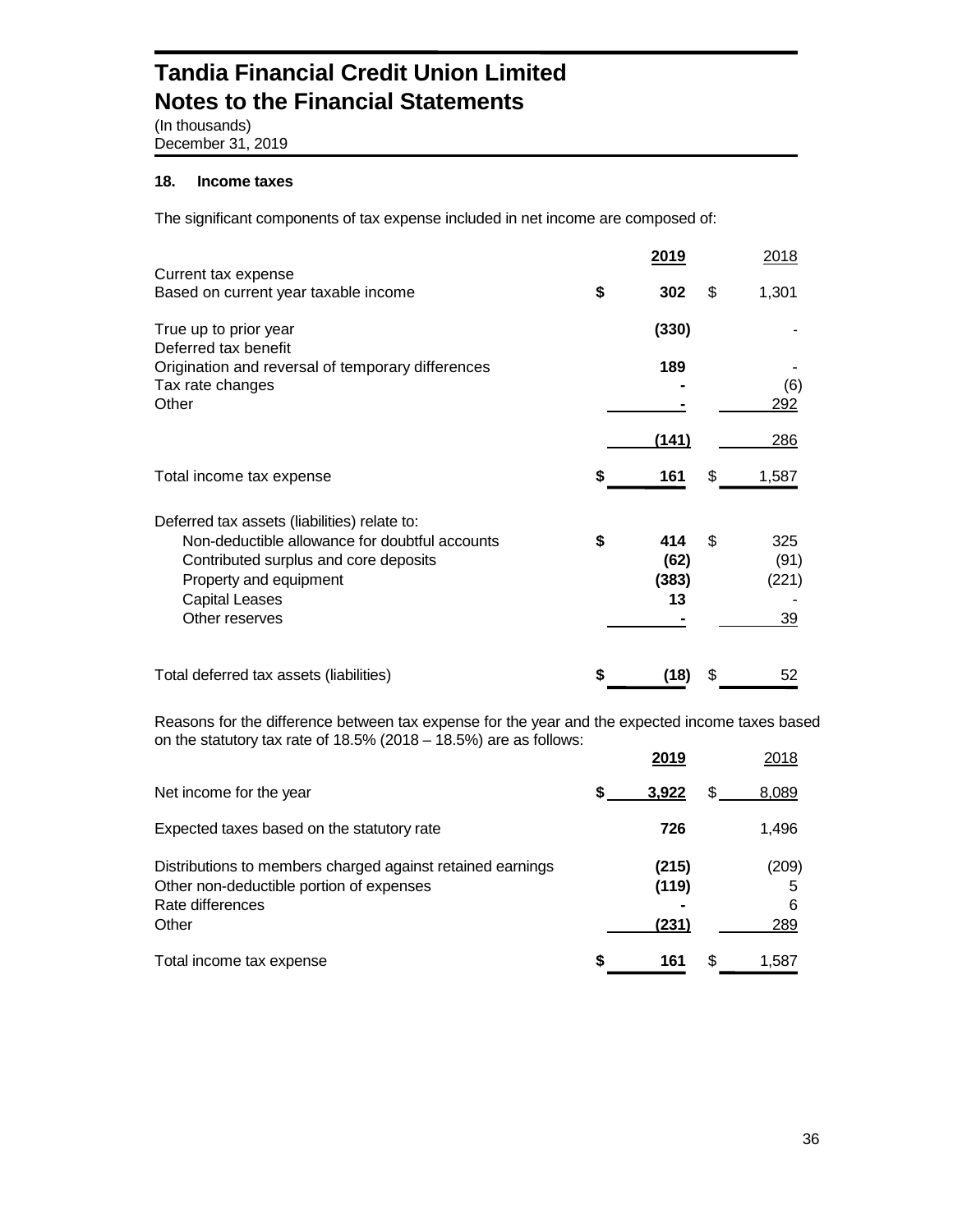# Tandia Financial Credit Union Limited
# Notes to the Financial Statements

(In thousands)
December 31, 2019

### 18. Income taxes

The significant components of tax expense included in net income are composed of:

| | 2019 | 2018 |
|---|---|---|
| Current tax expense | | |
| Based on current year taxable income | $ 302 | $ 1,301 |
| True up to prior year | (330) | - |
| Deferred tax benefit | | |
| Origination and reversal of temporary differences | 189 | - |
| Tax rate changes | - | (6) |
| Other | - | 292 |
| | (141) | 286 |
| Total income tax expense | $ 161 | $ 1,587 |
| Deferred tax assets (liabilities) relate to: | | |
| Non-deductible allowance for doubtful accounts | $ 414 | $ 325 |
| Contributed surplus and core deposits | (62) | (91) |
| Property and equipment | (383) | (221) |
| Capital Leases | 13 | - |
| Other reserves | - | 39 |
| Total deferred tax assets (liabilities) | $ (18) | $ 52 |

Reasons for the difference between tax expense for the year and the expected income taxes based on the statutory tax rate of 18.5% (2018 – 18.5%) are as follows:

| | 2019 | 2018 |
|---|---|---|
| Net income for the year | $ 3,922 | $ 8,089 |
| Expected taxes based on the statutory rate | 726 | 1,496 |
| Distributions to members charged against retained earnings | (215) | (209) |
| Other non-deductible portion of expenses | (119) | 5 |
| Rate differences | - | 6 |
| Other | (231) | 289 |
| Total income tax expense | $ 161 | $ 1,587 |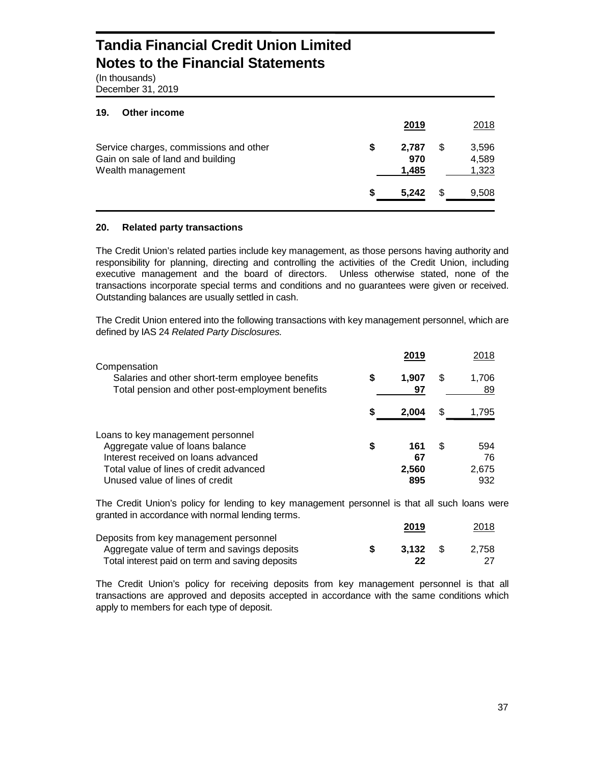# Tandia Financial Credit Union Limited
# Notes to the Financial Statements

(In thousands)
December 31, 2019

## 19. Other income

| | 2019 | 2018 |
|---|---|---|
| Service charges, commissions and other | $ 2,787 | $ 3,596 |
| Gain on sale of land and building | 970 | 4,589 |
| Wealth management | 1,485 | 1,323 |
| | $ 5,242 | $ 9,508 |

## 20. Related party transactions

The Credit Union's related parties include key management, as those persons having authority and responsibility for planning, directing and controlling the activities of the Credit Union, including executive management and the board of directors. Unless otherwise stated, none of the transactions incorporate special terms and conditions and no guarantees were given or received. Outstanding balances are usually settled in cash.

The Credit Union entered into the following transactions with key management personnel, which are defined by IAS 24 *Related Party Disclosures.*

| | 2019 | 2018 |
|---|---|---|
| Compensation | | |
| Salaries and other short-term employee benefits | $ 1,907 | $ 1,706 |
| Total pension and other post-employment benefits | 97 | 89 |
| | $ 2,004 | $ 1,795 |
| Loans to key management personnel | | |
| Aggregate value of loans balance | $ 161 | $ 594 |
| Interest received on loans advanced | 67 | 76 |
| Total value of lines of credit advanced | 2,560 | 2,675 |
| Unused value of lines of credit | 895 | 932 |

The Credit Union's policy for lending to key management personnel is that all such loans were granted in accordance with normal lending terms.

| | 2019 | 2018 |
|---|---|---|
| Deposits from key management personnel | | |
| Aggregate value of term and savings deposits | $ 3,132 | $ 2,758 |
| Total interest paid on term and saving deposits | 22 | 27 |

The Credit Union's policy for receiving deposits from key management personnel is that all transactions are approved and deposits accepted in accordance with the same conditions which apply to members for each type of deposit.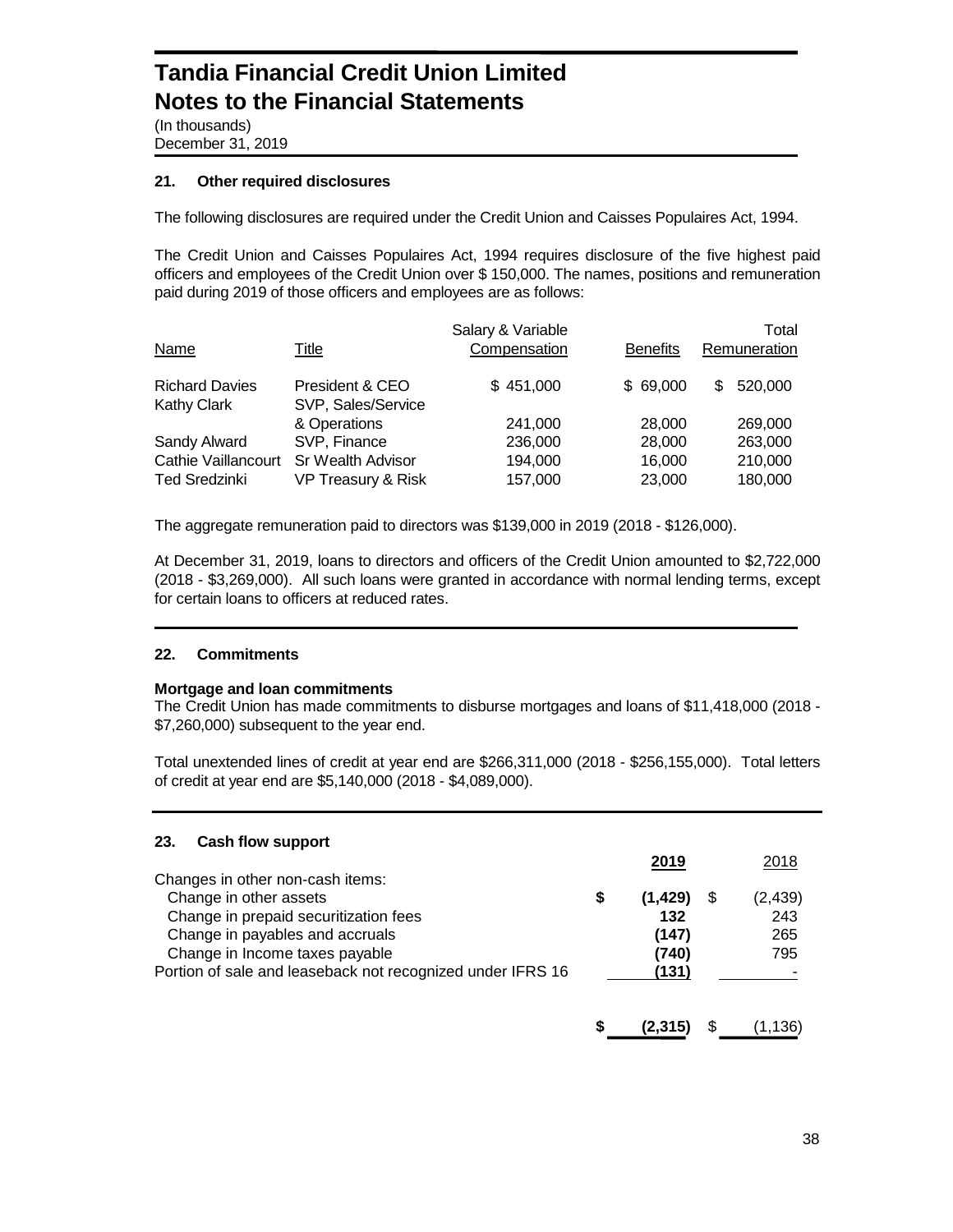# Tandia Financial Credit Union Limited
# Notes to the Financial Statements

(In thousands)
December 31, 2019

## 21. Other required disclosures

The following disclosures are required under the Credit Union and Caisses Populaires Act, 1994.

The Credit Union and Caisses Populaires Act, 1994 requires disclosure of the five highest paid officers and employees of the Credit Union over $ 150,000. The names, positions and remuneration paid during 2019 of those officers and employees are as follows:

| Name | Title | Salary & Variable Compensation | Benefits | Total Remuneration |
|---|---|---|---|---|
| Richard Davies | President & CEO | $ 451,000 | $ 69,000 | $ 520,000 |
| Kathy Clark | SVP, Sales/Service & Operations | 241,000 | 28,000 | 269,000 |
| Sandy Alward | SVP, Finance | 236,000 | 28,000 | 263,000 |
| Cathie Vaillancourt | Sr Wealth Advisor | 194,000 | 16,000 | 210,000 |
| Ted Sredzinki | VP Treasury & Risk | 157,000 | 23,000 | 180,000 |

The aggregate remuneration paid to directors was $139,000 in 2019 (2018 - $126,000).

At December 31, 2019, loans to directors and officers of the Credit Union amounted to $2,722,000 (2018 - $3,269,000). All such loans were granted in accordance with normal lending terms, except for certain loans to officers at reduced rates.

## 22. Commitments

**Mortgage and loan commitments**
The Credit Union has made commitments to disburse mortgages and loans of $11,418,000 (2018 - $7,260,000) subsequent to the year end.

Total unextended lines of credit at year end are $266,311,000 (2018 - $256,155,000). Total letters of credit at year end are $5,140,000 (2018 - $4,089,000).

## 23. Cash flow support

| | 2019 | 2018 |
|---|---|---|
| Changes in other non-cash items: | | |
| Change in other assets | **$ (1,429)** | $ (2,439) |
| Change in prepaid securitization fees | **132** | 243 |
| Change in payables and accruals | **(147)** | 265 |
| Change in Income taxes payable | **(740)** | 795 |
| Portion of sale and leaseback not recognized under IFRS 16 | **(131)** | - |
| | **$ (2,315)** | $ (1,136) |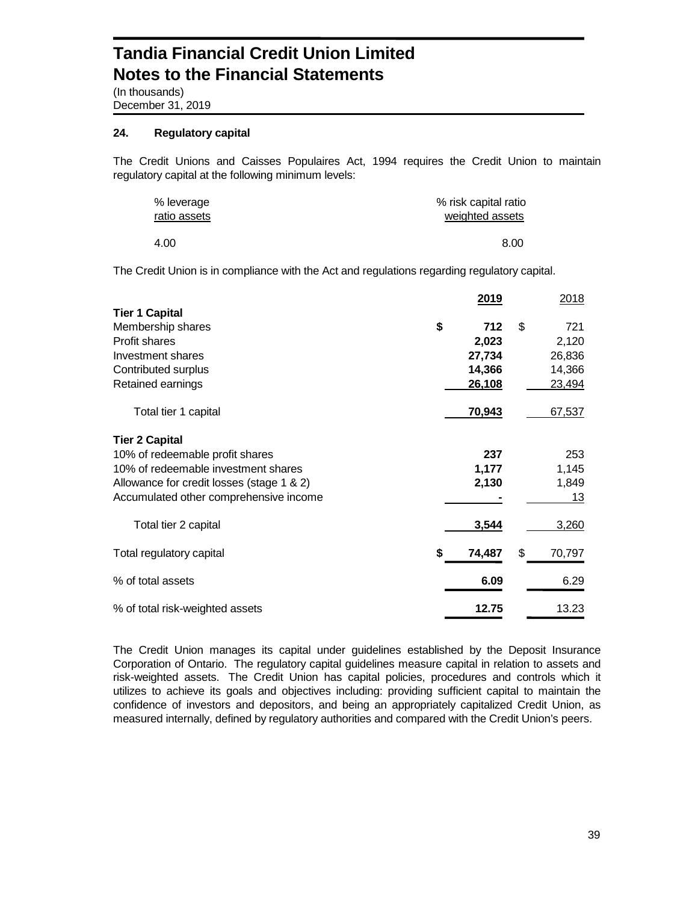# Tandia Financial Credit Union Limited
# Notes to the Financial Statements

(In thousands)
December 31, 2019

## 24. Regulatory capital

The Credit Unions and Caisses Populaires Act, 1994 requires the Credit Union to maintain regulatory capital at the following minimum levels:

| % leverage ratio assets | % risk capital ratio weighted assets |
|---|---|
| 4.00 | 8.00 |

The Credit Union is in compliance with the Act and regulations regarding regulatory capital.

| | 2019 | 2018 |
|---|---|---|
| **Tier 1 Capital** | | |
| Membership shares | **$ 712** | $ 721 |
| Profit shares | **2,023** | 2,120 |
| Investment shares | **27,734** | 26,836 |
| Contributed surplus | **14,366** | 14,366 |
| Retained earnings | **26,108** | 23,494 |
| Total tier 1 capital | **70,943** | 67,537 |
| **Tier 2 Capital** | | |
| 10% of redeemable profit shares | **237** | 253 |
| 10% of redeemable investment shares | **1,177** | 1,145 |
| Allowance for credit losses (stage 1 & 2) | **2,130** | 1,849 |
| Accumulated other comprehensive income | **-** | 13 |
| Total tier 2 capital | **3,544** | 3,260 |
| Total regulatory capital | **$ 74,487** | $ 70,797 |
| % of total assets | **6.09** | 6.29 |
| % of total risk-weighted assets | **12.75** | 13.23 |

The Credit Union manages its capital under guidelines established by the Deposit Insurance Corporation of Ontario. The regulatory capital guidelines measure capital in relation to assets and risk-weighted assets. The Credit Union has capital policies, procedures and controls which it utilizes to achieve its goals and objectives including: providing sufficient capital to maintain the confidence of investors and depositors, and being an appropriately capitalized Credit Union, as measured internally, defined by regulatory authorities and compared with the Credit Union's peers.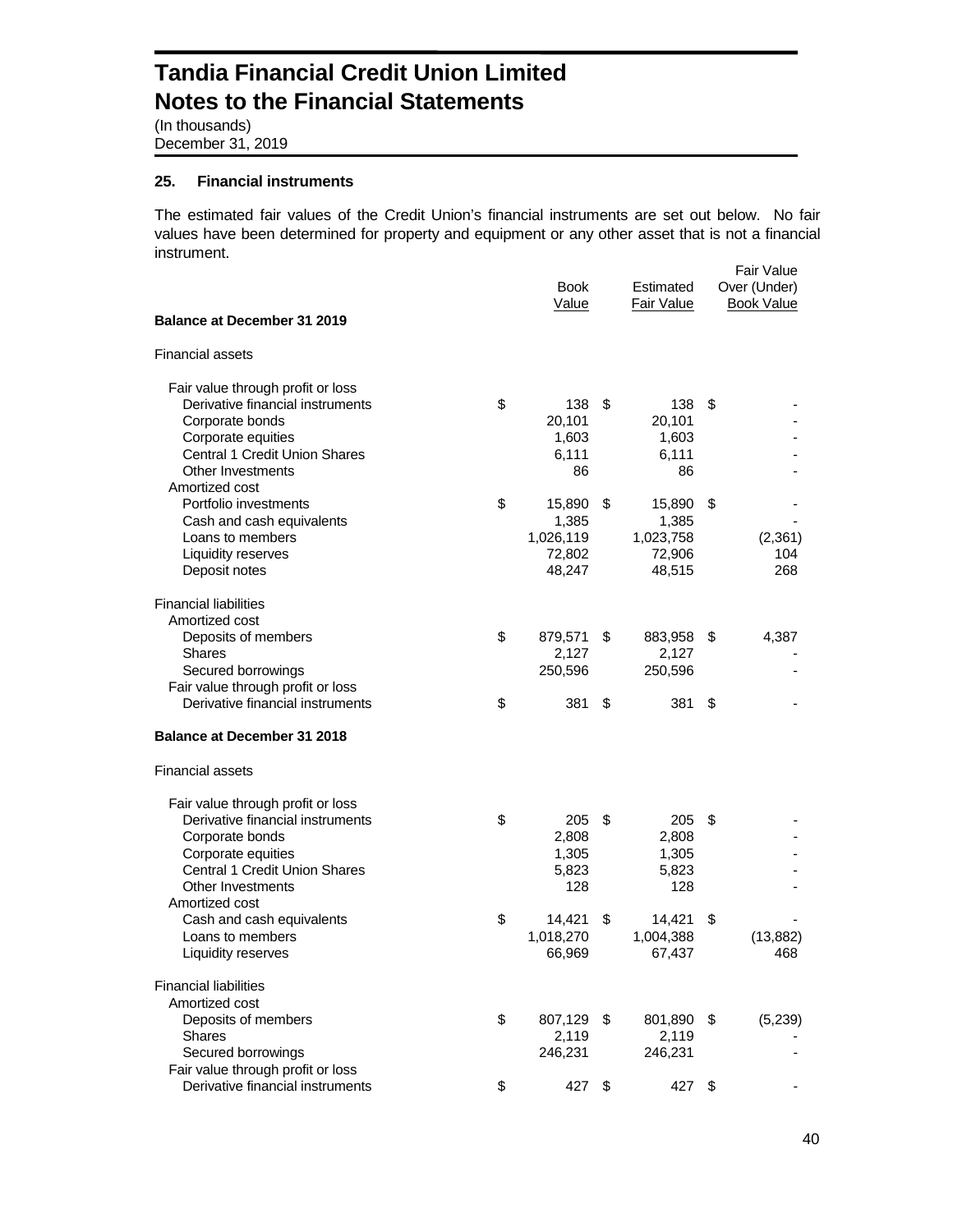# Tandia Financial Credit Union Limited
# Notes to the Financial Statements

(In thousands)
December 31, 2019

### 25. Financial instruments

The estimated fair values of the Credit Union's financial instruments are set out below. No fair values have been determined for property and equipment or any other asset that is not a financial instrument.

| | Book Value | Estimated Fair Value | Fair Value Over (Under) Book Value |
|---|---|---|---|
| **Balance at December 31 2019** | | | |
| Financial assets | | | |
| Fair value through profit or loss | | | |
| Derivative financial instruments | $ 138 | $ 138 | $ - |
| Corporate bonds | 20,101 | 20,101 | - |
| Corporate equities | 1,603 | 1,603 | - |
| Central 1 Credit Union Shares | 6,111 | 6,111 | - |
| Other Investments | 86 | 86 | - |
| Amortized cost | | | |
| Portfolio investments | $ 15,890 | $ 15,890 | $ - |
| Cash and cash equivalents | 1,385 | 1,385 | - |
| Loans to members | 1,026,119 | 1,023,758 | (2,361) |
| Liquidity reserves | 72,802 | 72,906 | 104 |
| Deposit notes | 48,247 | 48,515 | 268 |
| Financial liabilities | | | |
| Amortized cost | | | |
| Deposits of members | $ 879,571 | $ 883,958 | $ 4,387 |
| Shares | 2,127 | 2,127 | - |
| Secured borrowings | 250,596 | 250,596 | - |
| Fair value through profit or loss | | | |
| Derivative financial instruments | $ 381 | $ 381 | $ - |
| **Balance at December 31 2018** | | | |
| Financial assets | | | |
| Fair value through profit or loss | | | |
| Derivative financial instruments | $ 205 | $ 205 | $ - |
| Corporate bonds | 2,808 | 2,808 | - |
| Corporate equities | 1,305 | 1,305 | - |
| Central 1 Credit Union Shares | 5,823 | 5,823 | - |
| Other Investments | 128 | 128 | - |
| Amortized cost | | | |
| Cash and cash equivalents | $ 14,421 | $ 14,421 | $ - |
| Loans to members | 1,018,270 | 1,004,388 | (13,882) |
| Liquidity reserves | 66,969 | 67,437 | 468 |
| Financial liabilities | | | |
| Amortized cost | | | |
| Deposits of members | $ 807,129 | $ 801,890 | $ (5,239) |
| Shares | 2,119 | 2,119 | - |
| Secured borrowings | 246,231 | 246,231 | - |
| Fair value through profit or loss | | | |
| Derivative financial instruments | $ 427 | $ 427 | $ - |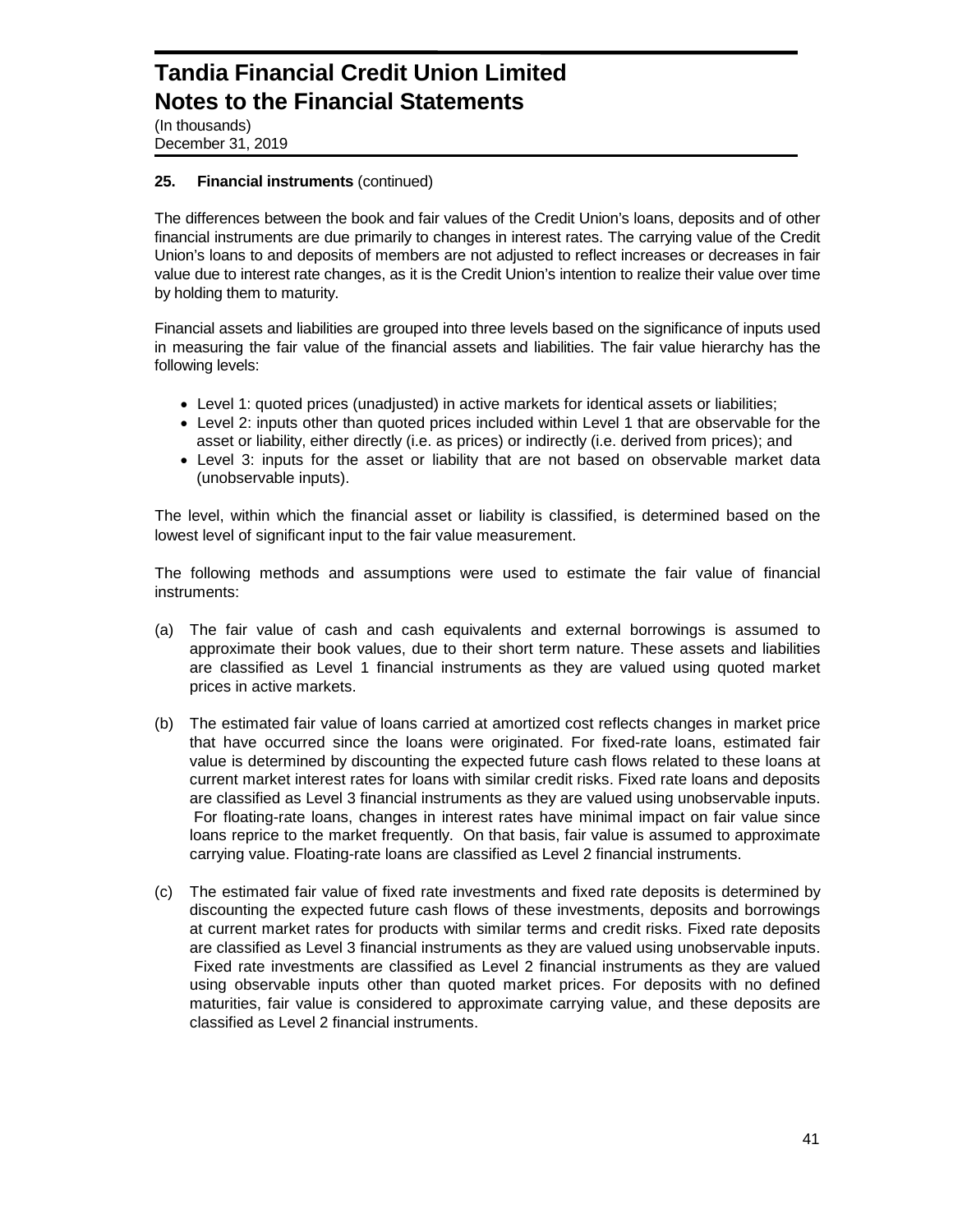# Tandia Financial Credit Union Limited
# Notes to the Financial Statements

(In thousands)
December 31, 2019

### 25. Financial instruments (continued)

The differences between the book and fair values of the Credit Union's loans, deposits and of other financial instruments are due primarily to changes in interest rates. The carrying value of the Credit Union's loans to and deposits of members are not adjusted to reflect increases or decreases in fair value due to interest rate changes, as it is the Credit Union's intention to realize their value over time by holding them to maturity.

Financial assets and liabilities are grouped into three levels based on the significance of inputs used in measuring the fair value of the financial assets and liabilities. The fair value hierarchy has the following levels:

- Level 1: quoted prices (unadjusted) in active markets for identical assets or liabilities;
- Level 2: inputs other than quoted prices included within Level 1 that are observable for the asset or liability, either directly (i.e. as prices) or indirectly (i.e. derived from prices); and
- Level 3: inputs for the asset or liability that are not based on observable market data (unobservable inputs).

The level, within which the financial asset or liability is classified, is determined based on the lowest level of significant input to the fair value measurement.

The following methods and assumptions were used to estimate the fair value of financial instruments:

(a) The fair value of cash and cash equivalents and external borrowings is assumed to approximate their book values, due to their short term nature. These assets and liabilities are classified as Level 1 financial instruments as they are valued using quoted market prices in active markets.

(b) The estimated fair value of loans carried at amortized cost reflects changes in market price that have occurred since the loans were originated. For fixed-rate loans, estimated fair value is determined by discounting the expected future cash flows related to these loans at current market interest rates for loans with similar credit risks. Fixed rate loans and deposits are classified as Level 3 financial instruments as they are valued using unobservable inputs. For floating-rate loans, changes in interest rates have minimal impact on fair value since loans reprice to the market frequently. On that basis, fair value is assumed to approximate carrying value. Floating-rate loans are classified as Level 2 financial instruments.

(c) The estimated fair value of fixed rate investments and fixed rate deposits is determined by discounting the expected future cash flows of these investments, deposits and borrowings at current market rates for products with similar terms and credit risks. Fixed rate deposits are classified as Level 3 financial instruments as they are valued using unobservable inputs. Fixed rate investments are classified as Level 2 financial instruments as they are valued using observable inputs other than quoted market prices. For deposits with no defined maturities, fair value is considered to approximate carrying value, and these deposits are classified as Level 2 financial instruments.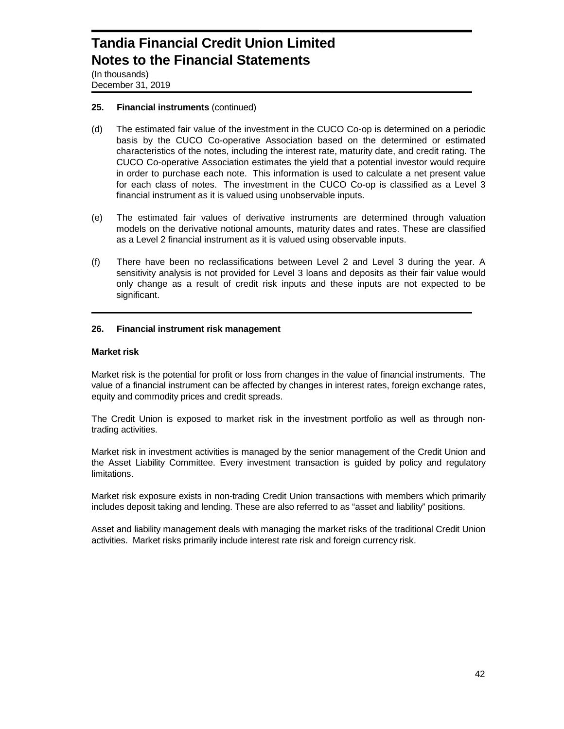# Tandia Financial Credit Union Limited
# Notes to the Financial Statements

(In thousands)
December 31, 2019

**25. Financial instruments** (continued)

(d) The estimated fair value of the investment in the CUCO Co-op is determined on a periodic basis by the CUCO Co-operative Association based on the determined or estimated characteristics of the notes, including the interest rate, maturity date, and credit rating. The CUCO Co-operative Association estimates the yield that a potential investor would require in order to purchase each note. This information is used to calculate a net present value for each class of notes. The investment in the CUCO Co-op is classified as a Level 3 financial instrument as it is valued using unobservable inputs.

(e) The estimated fair values of derivative instruments are determined through valuation models on the derivative notional amounts, maturity dates and rates. These are classified as a Level 2 financial instrument as it is valued using observable inputs.

(f) There have been no reclassifications between Level 2 and Level 3 during the year. A sensitivity analysis is not provided for Level 3 loans and deposits as their fair value would only change as a result of credit risk inputs and these inputs are not expected to be significant.

**26. Financial instrument risk management**

**Market risk**

Market risk is the potential for profit or loss from changes in the value of financial instruments. The value of a financial instrument can be affected by changes in interest rates, foreign exchange rates, equity and commodity prices and credit spreads.

The Credit Union is exposed to market risk in the investment portfolio as well as through non-trading activities.

Market risk in investment activities is managed by the senior management of the Credit Union and the Asset Liability Committee. Every investment transaction is guided by policy and regulatory limitations.

Market risk exposure exists in non-trading Credit Union transactions with members which primarily includes deposit taking and lending. These are also referred to as "asset and liability" positions.

Asset and liability management deals with managing the market risks of the traditional Credit Union activities. Market risks primarily include interest rate risk and foreign currency risk.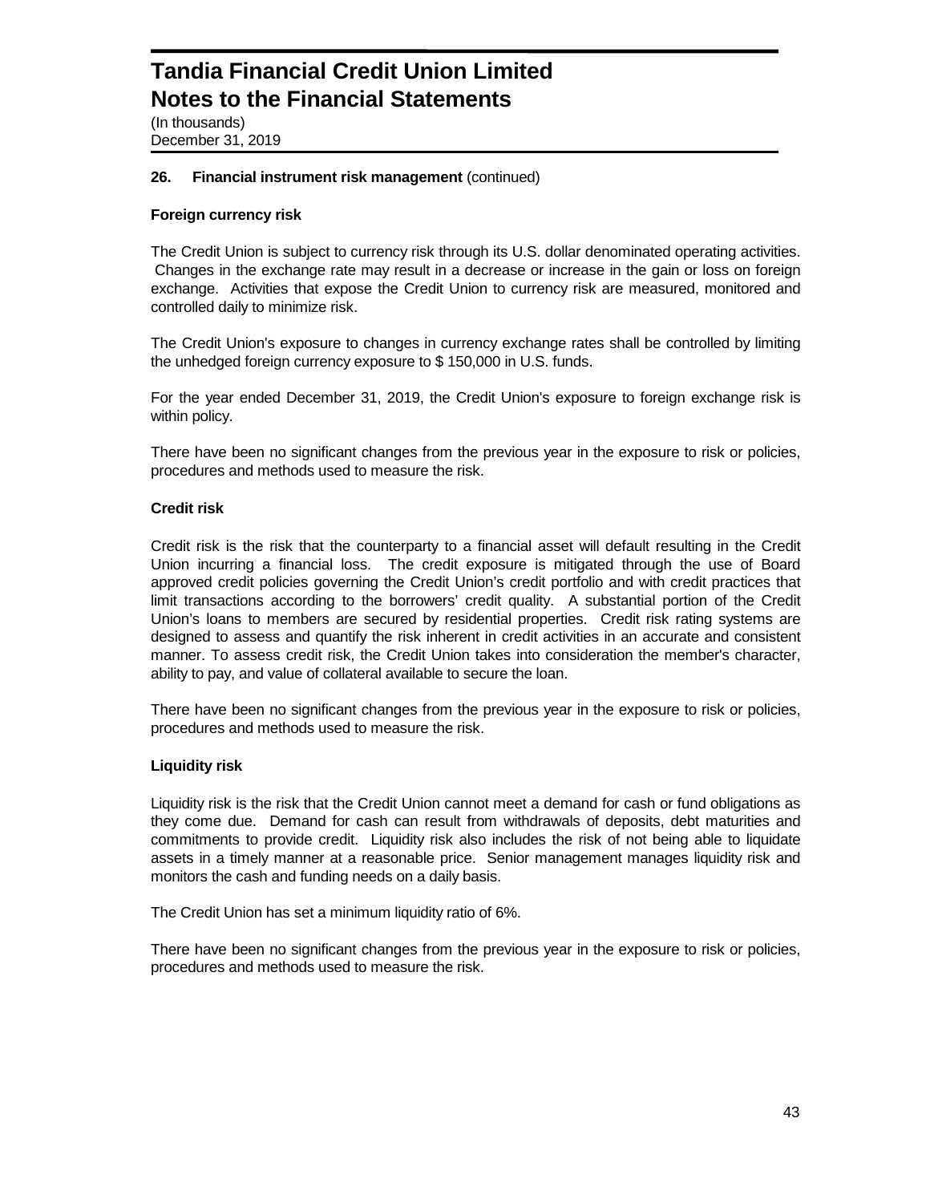**26. Financial instrument risk management** (continued)

**Foreign currency risk**

The Credit Union is subject to currency risk through its U.S. dollar denominated operating activities. Changes in the exchange rate may result in a decrease or increase in the gain or loss on foreign exchange. Activities that expose the Credit Union to currency risk are measured, monitored and controlled daily to minimize risk.

The Credit Union's exposure to changes in currency exchange rates shall be controlled by limiting the unhedged foreign currency exposure to $ 150,000 in U.S. funds.

For the year ended December 31, 2019, the Credit Union's exposure to foreign exchange risk is within policy.

There have been no significant changes from the previous year in the exposure to risk or policies, procedures and methods used to measure the risk.

**Credit risk**

Credit risk is the risk that the counterparty to a financial asset will default resulting in the Credit Union incurring a financial loss. The credit exposure is mitigated through the use of Board approved credit policies governing the Credit Union's credit portfolio and with credit practices that limit transactions according to the borrowers' credit quality. A substantial portion of the Credit Union's loans to members are secured by residential properties. Credit risk rating systems are designed to assess and quantify the risk inherent in credit activities in an accurate and consistent manner. To assess credit risk, the Credit Union takes into consideration the member's character, ability to pay, and value of collateral available to secure the loan.

There have been no significant changes from the previous year in the exposure to risk or policies, procedures and methods used to measure the risk.

**Liquidity risk**

Liquidity risk is the risk that the Credit Union cannot meet a demand for cash or fund obligations as they come due. Demand for cash can result from withdrawals of deposits, debt maturities and commitments to provide credit. Liquidity risk also includes the risk of not being able to liquidate assets in a timely manner at a reasonable price. Senior management manages liquidity risk and monitors the cash and funding needs on a daily basis.

The Credit Union has set a minimum liquidity ratio of 6%.

There have been no significant changes from the previous year in the exposure to risk or policies, procedures and methods used to measure the risk.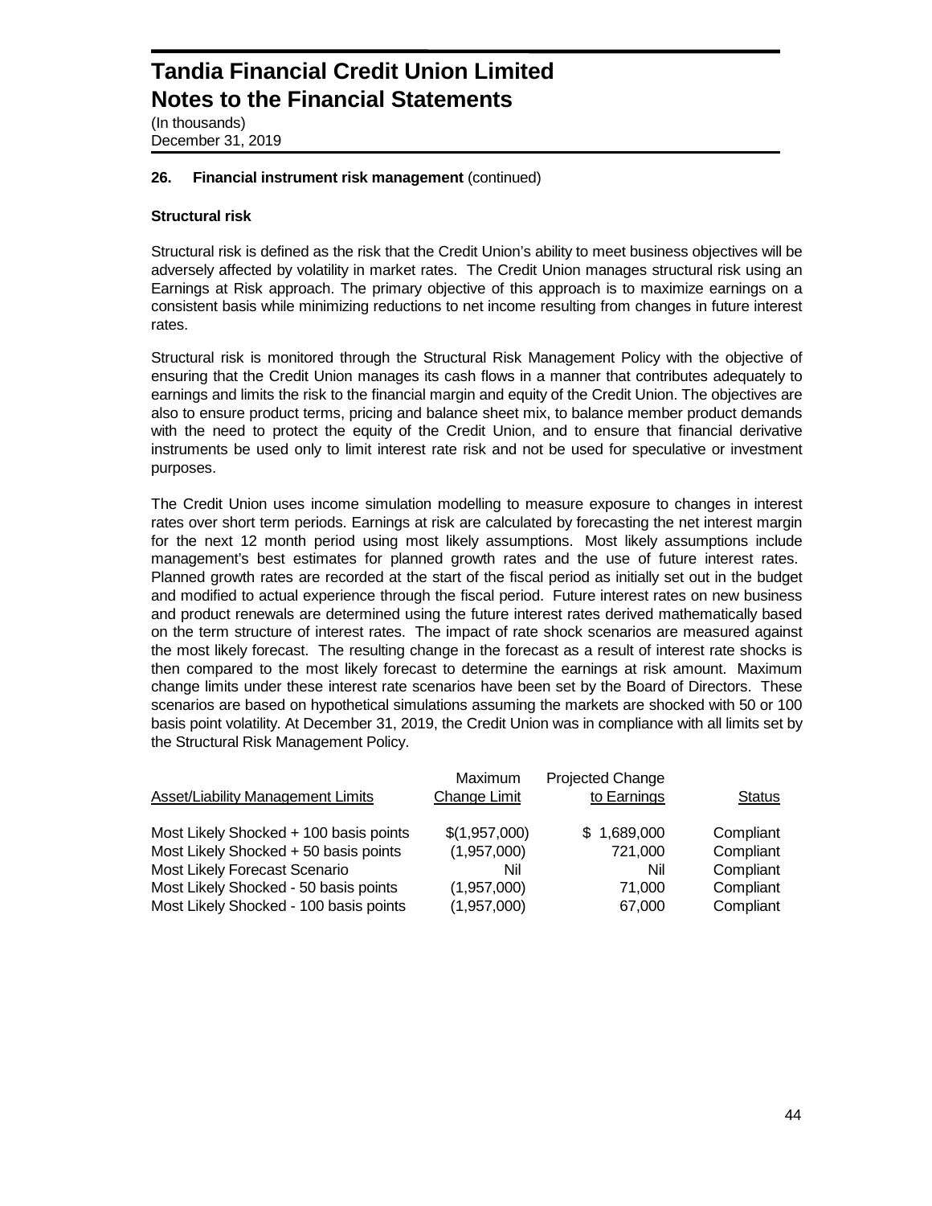# Tandia Financial Credit Union Limited
# Notes to the Financial Statements

(In thousands)
December 31, 2019

### 26. Financial instrument risk management (continued)

**Structural risk**

Structural risk is defined as the risk that the Credit Union's ability to meet business objectives will be adversely affected by volatility in market rates. The Credit Union manages structural risk using an Earnings at Risk approach. The primary objective of this approach is to maximize earnings on a consistent basis while minimizing reductions to net income resulting from changes in future interest rates.

Structural risk is monitored through the Structural Risk Management Policy with the objective of ensuring that the Credit Union manages its cash flows in a manner that contributes adequately to earnings and limits the risk to the financial margin and equity of the Credit Union. The objectives are also to ensure product terms, pricing and balance sheet mix, to balance member product demands with the need to protect the equity of the Credit Union, and to ensure that financial derivative instruments be used only to limit interest rate risk and not be used for speculative or investment purposes.

The Credit Union uses income simulation modelling to measure exposure to changes in interest rates over short term periods. Earnings at risk are calculated by forecasting the net interest margin for the next 12 month period using most likely assumptions. Most likely assumptions include management's best estimates for planned growth rates and the use of future interest rates. Planned growth rates are recorded at the start of the fiscal period as initially set out in the budget and modified to actual experience through the fiscal period. Future interest rates on new business and product renewals are determined using the future interest rates derived mathematically based on the term structure of interest rates. The impact of rate shock scenarios are measured against the most likely forecast. The resulting change in the forecast as a result of interest rate shocks is then compared to the most likely forecast to determine the earnings at risk amount. Maximum change limits under these interest rate scenarios have been set by the Board of Directors. These scenarios are based on hypothetical simulations assuming the markets are shocked with 50 or 100 basis point volatility. At December 31, 2019, the Credit Union was in compliance with all limits set by the Structural Risk Management Policy.

| Asset/Liability Management Limits | Maximum Change Limit | Projected Change to Earnings | Status |
|---|---|---|---|
| Most Likely Shocked + 100 basis points | $(1,957,000) | $ 1,689,000 | Compliant |
| Most Likely Shocked + 50 basis points | (1,957,000) | 721,000 | Compliant |
| Most Likely Forecast Scenario | Nil | Nil | Compliant |
| Most Likely Shocked - 50 basis points | (1,957,000) | 71,000 | Compliant |
| Most Likely Shocked - 100 basis points | (1,957,000) | 67,000 | Compliant |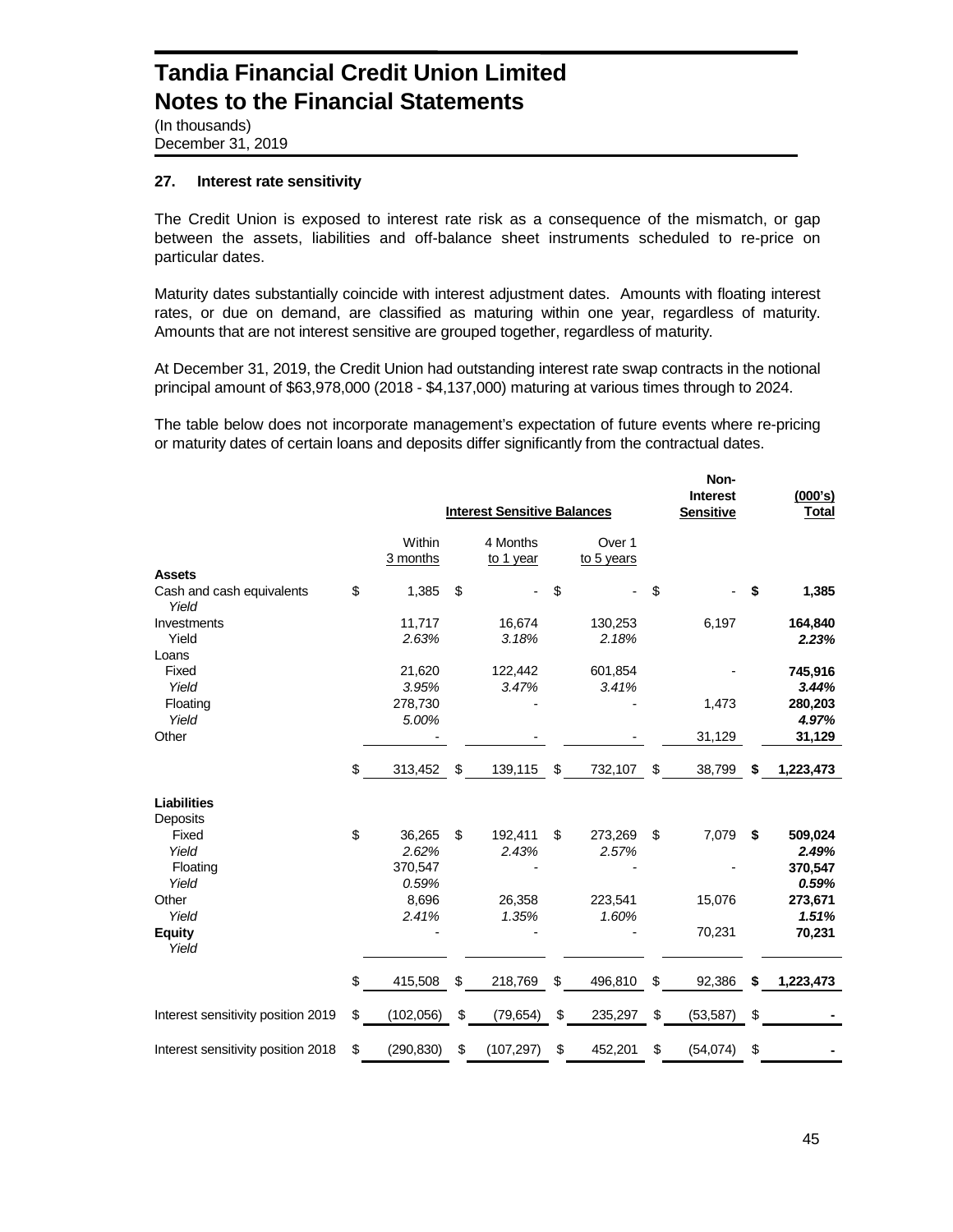# Tandia Financial Credit Union Limited
# Notes to the Financial Statements

(In thousands)
December 31, 2019

### 27. Interest rate sensitivity

The Credit Union is exposed to interest rate risk as a consequence of the mismatch, or gap between the assets, liabilities and off-balance sheet instruments scheduled to re-price on particular dates.

Maturity dates substantially coincide with interest adjustment dates. Amounts with floating interest rates, or due on demand, are classified as maturing within one year, regardless of maturity. Amounts that are not interest sensitive are grouped together, regardless of maturity.

At December 31, 2019, the Credit Union had outstanding interest rate swap contracts in the notional principal amount of $63,978,000 (2018 - $4,137,000) maturing at various times through to 2024.

The table below does not incorporate management's expectation of future events where re-pricing or maturity dates of certain loans and deposits differ significantly from the contractual dates.

| | Interest Sensitive Balances | | | Non-Interest Sensitive | (000's) Total |
|---|---|---|---|---|---|
| | Within 3 months | 4 Months to 1 year | Over 1 to 5 years | | |
| **Assets** | | | | | |
| Cash and cash equivalents | $ 1,385 | $ - | $ - | $ - | **$ 1,385** |
| *Yield* | | | | | |
| Investments | 11,717 | 16,674 | 130,253 | 6,197 | **164,840** |
| Yield | *2.63%* | *3.18%* | *2.18%* | | ***2.23%*** |
| Loans | | | | | |
| Fixed | 21,620 | 122,442 | 601,854 | - | **745,916** |
| *Yield* | *3.95%* | *3.47%* | *3.41%* | | ***3.44%*** |
| Floating | 278,730 | - | - | 1,473 | **280,203** |
| *Yield* | *5.00%* | | | | ***4.97%*** |
| Other | - | - | - | 31,129 | **31,129** |
| | $ 313,452 | $ 139,115 | $ 732,107 | $ 38,799 | **$ 1,223,473** |
| **Liabilities** | | | | | |
| Deposits | | | | | |
| Fixed | $ 36,265 | $ 192,411 | $ 273,269 | $ 7,079 | **$ 509,024** |
| *Yield* | *2.62%* | *2.43%* | *2.57%* | | ***2.49%*** |
| Floating | 370,547 | - | - | - | **370,547** |
| *Yield* | *0.59%* | | | | ***0.59%*** |
| Other | 8,696 | 26,358 | 223,541 | 15,076 | **273,671** |
| *Yield* | *2.41%* | *1.35%* | *1.60%* | | ***1.51%*** |
| **Equity** | - | - | - | 70,231 | **70,231** |
| *Yield* | | | | | |
| | $ 415,508 | $ 218,769 | $ 496,810 | $ 92,386 | **$ 1,223,473** |
| Interest sensitivity position 2019 | $ (102,056) | $ (79,654) | $ 235,297 | $ (53,587) | $ - |
| Interest sensitivity position 2018 | $ (290,830) | $ (107,297) | $ 452,201 | $ (54,074) | $ - |